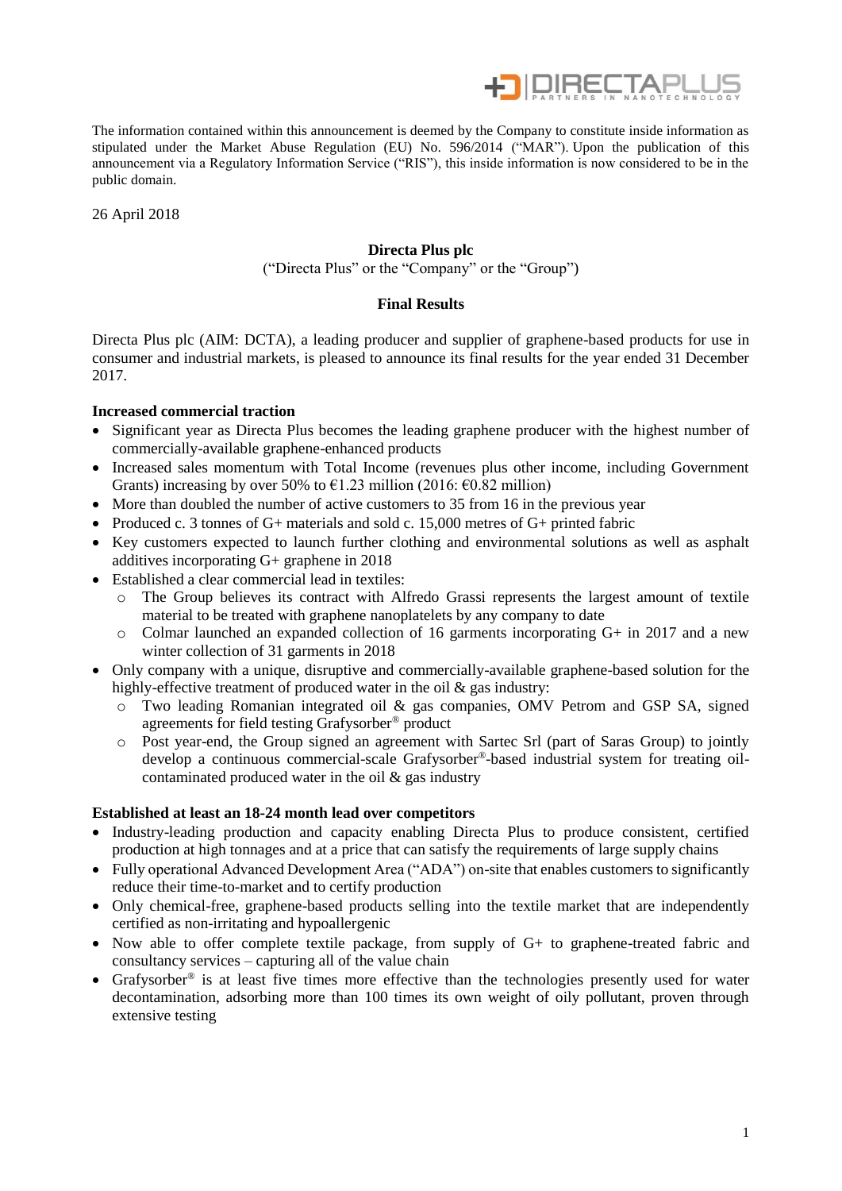The information contained within this announcement is deemed by the Company to constitute inside information as stipulated under the Market Abuse Regulation (EU) No. 596/2014 ("MAR"). Upon the publication of this announcement via a Regulatory Information Service ("RIS"), this inside information is now considered to be in the public domain.

26 April 2018

**Directa Plus plc**

("Directa Plus" or the "Company" or the "Group")

**Final Results**

Directa Plus plc (AIM: DCTA), a leading producer and supplier of graphene-based products for use in consumer and industrial markets, is pleased to announce its final results for the year ended 31 December 2017.

**Increased commercial traction**

- Significant year as Directa Plus becomes the leading graphene producer with the highest number of commercially-available graphene-enhanced products
- Increased sales momentum with Total Income (revenues plus other income, including Government Grants) increasing by over 50% to €1.23 million (2016: €0.82 million)
- More than doubled the number of active customers to 35 from 16 in the previous year
- Produced c. 3 tonnes of G+ materials and sold c. 15,000 metres of G+ printed fabric
- Key customers expected to launch further clothing and environmental solutions as well as asphalt additives incorporating G+ graphene in 2018
- Established a clear commercial lead in textiles:
  - The Group believes its contract with Alfredo Grassi represents the largest amount of textile material to be treated with graphene nanoplatelets by any company to date
  - Colmar launched an expanded collection of 16 garments incorporating G+ in 2017 and a new winter collection of 31 garments in 2018
- Only company with a unique, disruptive and commercially-available graphene-based solution for the highly-effective treatment of produced water in the oil & gas industry:
  - Two leading Romanian integrated oil & gas companies, OMV Petrom and GSP SA, signed agreements for field testing Grafysorber® product
  - Post year-end, the Group signed an agreement with Sartec Srl (part of Saras Group) to jointly develop a continuous commercial-scale Grafysorber®-based industrial system for treating oil-contaminated produced water in the oil & gas industry

**Established at least an 18-24 month lead over competitors**

- Industry-leading production and capacity enabling Directa Plus to produce consistent, certified production at high tonnages and at a price that can satisfy the requirements of large supply chains
- Fully operational Advanced Development Area ("ADA") on-site that enables customers to significantly reduce their time-to-market and to certify production
- Only chemical-free, graphene-based products selling into the textile market that are independently certified as non-irritating and hypoallergenic
- Now able to offer complete textile package, from supply of G+ to graphene-treated fabric and consultancy services – capturing all of the value chain
- Grafysorber® is at least five times more effective than the technologies presently used for water decontamination, adsorbing more than 100 times its own weight of oily pollutant, proven through extensive testing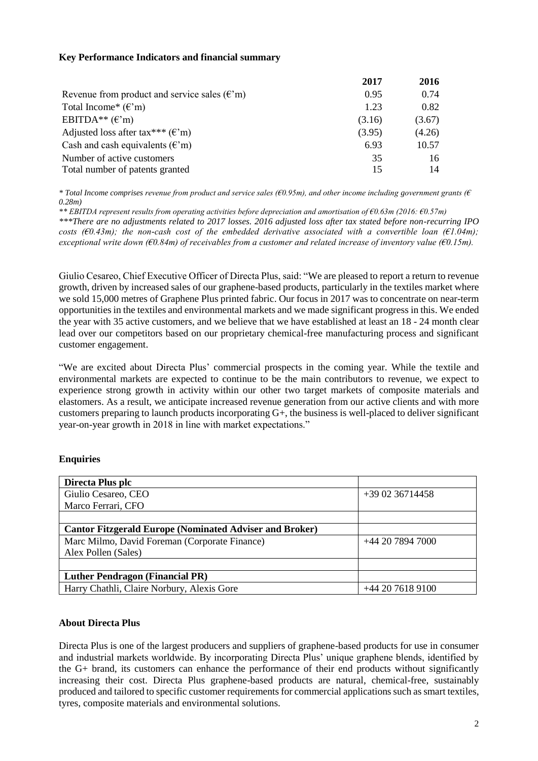### Key Performance Indicators and financial summary

| | 2017 | 2016 |
|---|---|---|
| Revenue from product and service sales (€'m) | 0.95 | 0.74 |
| Total Income* (€'m) | 1.23 | 0.82 |
| EBITDA** (€'m) | (3.16) | (3.67) |
| Adjusted loss after tax*** (€'m) | (3.95) | (4.26) |
| Cash and cash equivalents (€'m) | 6.93 | 10.57 |
| Number of active customers | 35 | 16 |
| Total number of patents granted | 15 | 14 |

*\* Total Income comprises revenue from product and service sales (€0.95m), and other income including government grants (€ 0.28m)*

*\*\* EBITDA represent results from operating activities before depreciation and amortisation of €0.63m (2016: €0.57m)*

*\*\*\*There are no adjustments related to 2017 losses. 2016 adjusted loss after tax stated before non-recurring IPO costs (€0.43m); the non-cash cost of the embedded derivative associated with a convertible loan (€1.04m); exceptional write down (€0.84m) of receivables from a customer and related increase of inventory value (€0.15m).*

Giulio Cesareo, Chief Executive Officer of Directa Plus, said: "We are pleased to report a return to revenue growth, driven by increased sales of our graphene-based products, particularly in the textiles market where we sold 15,000 metres of Graphene Plus printed fabric. Our focus in 2017 was to concentrate on near-term opportunities in the textiles and environmental markets and we made significant progress in this. We ended the year with 35 active customers, and we believe that we have established at least an 18 - 24 month clear lead over our competitors based on our proprietary chemical-free manufacturing process and significant customer engagement.

"We are excited about Directa Plus' commercial prospects in the coming year. While the textile and environmental markets are expected to continue to be the main contributors to revenue, we expect to experience strong growth in activity within our other two target markets of composite materials and elastomers. As a result, we anticipate increased revenue generation from our active clients and with more customers preparing to launch products incorporating G+, the business is well-placed to deliver significant year-on-year growth in 2018 in line with market expectations."

### Enquiries

| **Directa Plus plc** | |
|---|---|
| Giulio Cesareo, CEO<br>Marco Ferrari, CFO | +39 02 36714458 |
| | |
| **Cantor Fitzgerald Europe (Nominated Adviser and Broker)** | |
| Marc Milmo, David Foreman (Corporate Finance)<br>Alex Pollen (Sales) | +44 20 7894 7000 |
| | |
| **Luther Pendragon (Financial PR)** | |
| Harry Chathli, Claire Norbury, Alexis Gore | +44 20 7618 9100 |

### About Directa Plus

Directa Plus is one of the largest producers and suppliers of graphene-based products for use in consumer and industrial markets worldwide. By incorporating Directa Plus' unique graphene blends, identified by the G+ brand, its customers can enhance the performance of their end products without significantly increasing their cost. Directa Plus graphene-based products are natural, chemical-free, sustainably produced and tailored to specific customer requirements for commercial applications such as smart textiles, tyres, composite materials and environmental solutions.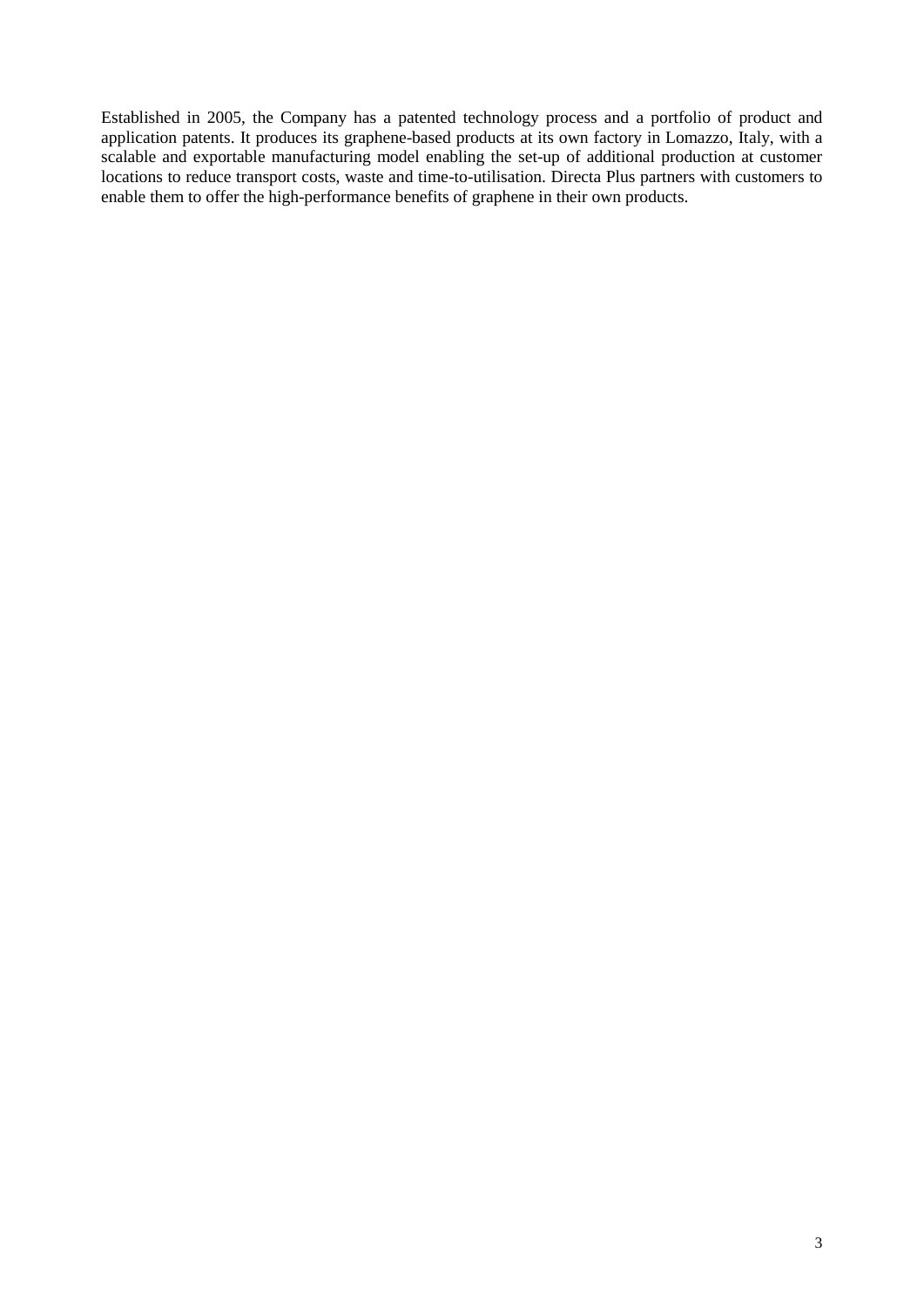Established in 2005, the Company has a patented technology process and a portfolio of product and application patents. It produces its graphene-based products at its own factory in Lomazzo, Italy, with a scalable and exportable manufacturing model enabling the set-up of additional production at customer locations to reduce transport costs, waste and time-to-utilisation. Directa Plus partners with customers to enable them to offer the high-performance benefits of graphene in their own products.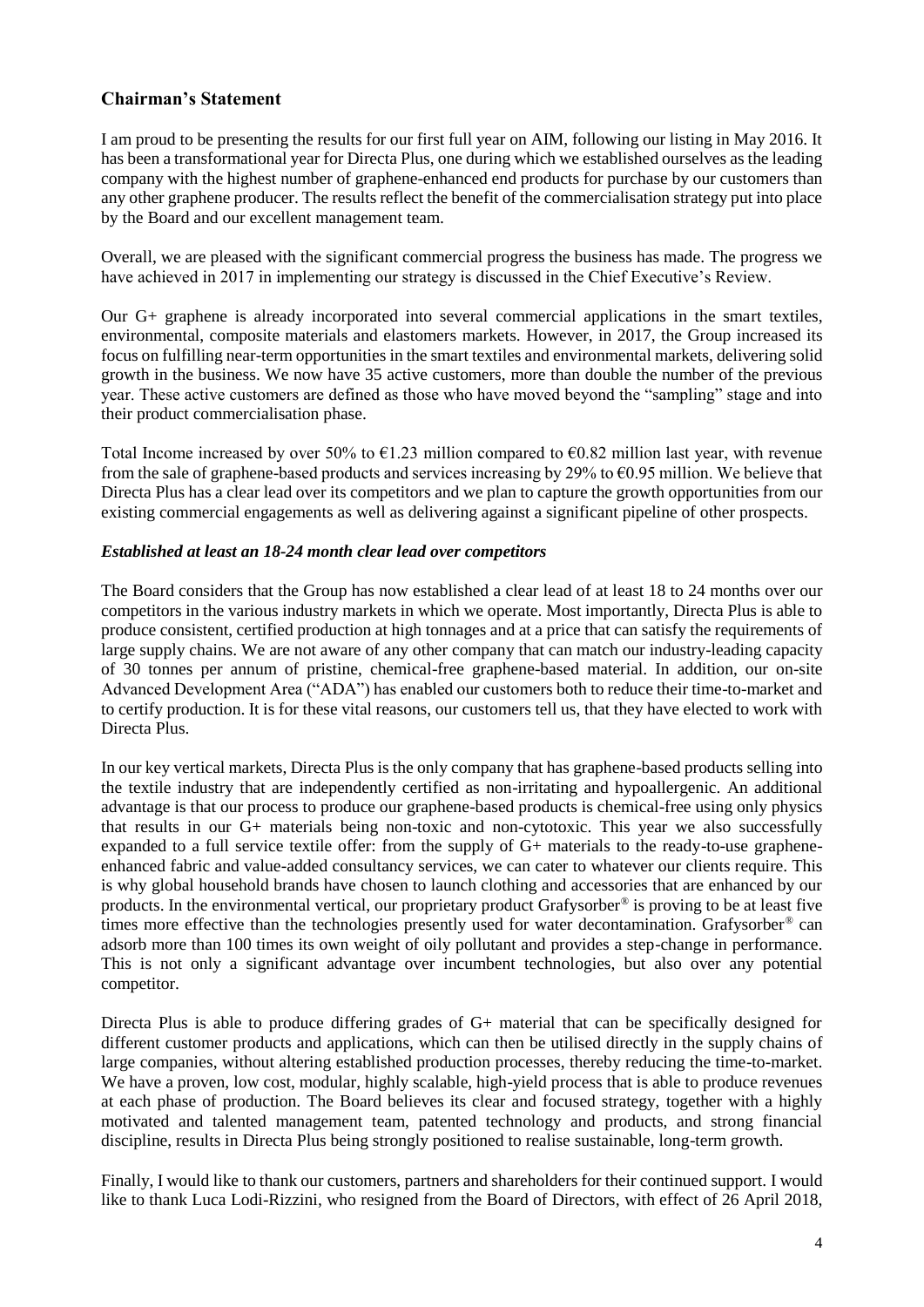## Chairman's Statement

I am proud to be presenting the results for our first full year on AIM, following our listing in May 2016. It has been a transformational year for Directa Plus, one during which we established ourselves as the leading company with the highest number of graphene-enhanced end products for purchase by our customers than any other graphene producer. The results reflect the benefit of the commercialisation strategy put into place by the Board and our excellent management team.

Overall, we are pleased with the significant commercial progress the business has made. The progress we have achieved in 2017 in implementing our strategy is discussed in the Chief Executive's Review.

Our G+ graphene is already incorporated into several commercial applications in the smart textiles, environmental, composite materials and elastomers markets. However, in 2017, the Group increased its focus on fulfilling near-term opportunities in the smart textiles and environmental markets, delivering solid growth in the business. We now have 35 active customers, more than double the number of the previous year. These active customers are defined as those who have moved beyond the "sampling" stage and into their product commercialisation phase.

Total Income increased by over 50% to €1.23 million compared to €0.82 million last year, with revenue from the sale of graphene-based products and services increasing by 29% to €0.95 million. We believe that Directa Plus has a clear lead over its competitors and we plan to capture the growth opportunities from our existing commercial engagements as well as delivering against a significant pipeline of other prospects.

### *Established at least an 18-24 month clear lead over competitors*

The Board considers that the Group has now established a clear lead of at least 18 to 24 months over our competitors in the various industry markets in which we operate. Most importantly, Directa Plus is able to produce consistent, certified production at high tonnages and at a price that can satisfy the requirements of large supply chains. We are not aware of any other company that can match our industry-leading capacity of 30 tonnes per annum of pristine, chemical-free graphene-based material. In addition, our on-site Advanced Development Area ("ADA") has enabled our customers both to reduce their time-to-market and to certify production. It is for these vital reasons, our customers tell us, that they have elected to work with Directa Plus.

In our key vertical markets, Directa Plus is the only company that has graphene-based products selling into the textile industry that are independently certified as non-irritating and hypoallergenic. An additional advantage is that our process to produce our graphene-based products is chemical-free using only physics that results in our G+ materials being non-toxic and non-cytotoxic. This year we also successfully expanded to a full service textile offer: from the supply of G+ materials to the ready-to-use graphene-enhanced fabric and value-added consultancy services, we can cater to whatever our clients require. This is why global household brands have chosen to launch clothing and accessories that are enhanced by our products. In the environmental vertical, our proprietary product Grafysorber® is proving to be at least five times more effective than the technologies presently used for water decontamination. Grafysorber® can adsorb more than 100 times its own weight of oily pollutant and provides a step-change in performance. This is not only a significant advantage over incumbent technologies, but also over any potential competitor.

Directa Plus is able to produce differing grades of G+ material that can be specifically designed for different customer products and applications, which can then be utilised directly in the supply chains of large companies, without altering established production processes, thereby reducing the time-to-market. We have a proven, low cost, modular, highly scalable, high-yield process that is able to produce revenues at each phase of production. The Board believes its clear and focused strategy, together with a highly motivated and talented management team, patented technology and products, and strong financial discipline, results in Directa Plus being strongly positioned to realise sustainable, long-term growth.

Finally, I would like to thank our customers, partners and shareholders for their continued support. I would like to thank Luca Lodi-Rizzini, who resigned from the Board of Directors, with effect of 26 April 2018,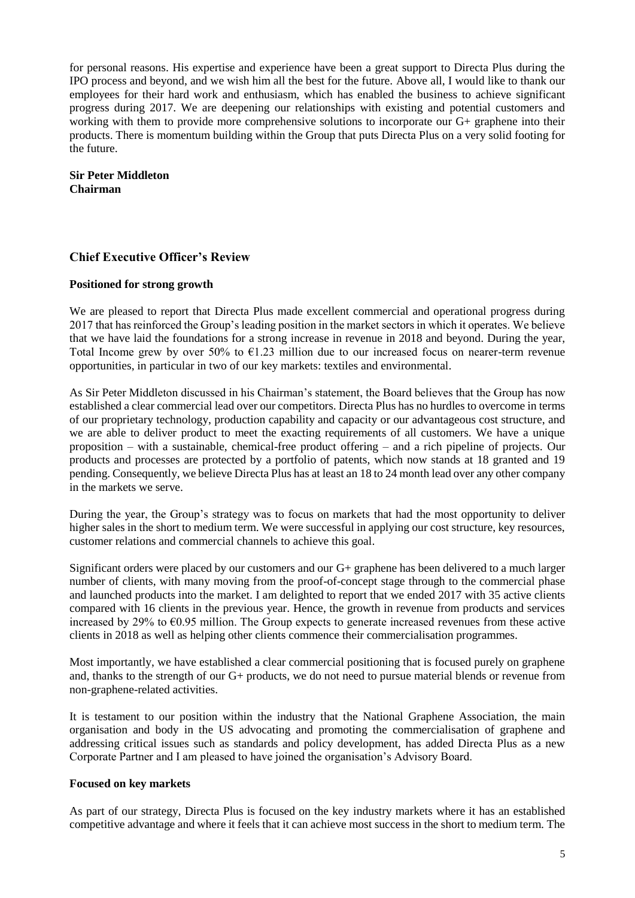for personal reasons. His expertise and experience have been a great support to Directa Plus during the IPO process and beyond, and we wish him all the best for the future. Above all, I would like to thank our employees for their hard work and enthusiasm, which has enabled the business to achieve significant progress during 2017. We are deepening our relationships with existing and potential customers and working with them to provide more comprehensive solutions to incorporate our G+ graphene into their products. There is momentum building within the Group that puts Directa Plus on a very solid footing for the future.

**Sir Peter Middleton**
**Chairman**

## Chief Executive Officer's Review

### Positioned for strong growth

We are pleased to report that Directa Plus made excellent commercial and operational progress during 2017 that has reinforced the Group's leading position in the market sectors in which it operates. We believe that we have laid the foundations for a strong increase in revenue in 2018 and beyond. During the year, Total Income grew by over 50% to €1.23 million due to our increased focus on nearer-term revenue opportunities, in particular in two of our key markets: textiles and environmental.

As Sir Peter Middleton discussed in his Chairman's statement, the Board believes that the Group has now established a clear commercial lead over our competitors. Directa Plus has no hurdles to overcome in terms of our proprietary technology, production capability and capacity or our advantageous cost structure, and we are able to deliver product to meet the exacting requirements of all customers. We have a unique proposition – with a sustainable, chemical-free product offering – and a rich pipeline of projects. Our products and processes are protected by a portfolio of patents, which now stands at 18 granted and 19 pending. Consequently, we believe Directa Plus has at least an 18 to 24 month lead over any other company in the markets we serve.

During the year, the Group's strategy was to focus on markets that had the most opportunity to deliver higher sales in the short to medium term. We were successful in applying our cost structure, key resources, customer relations and commercial channels to achieve this goal.

Significant orders were placed by our customers and our G+ graphene has been delivered to a much larger number of clients, with many moving from the proof-of-concept stage through to the commercial phase and launched products into the market. I am delighted to report that we ended 2017 with 35 active clients compared with 16 clients in the previous year. Hence, the growth in revenue from products and services increased by 29% to €0.95 million. The Group expects to generate increased revenues from these active clients in 2018 as well as helping other clients commence their commercialisation programmes.

Most importantly, we have established a clear commercial positioning that is focused purely on graphene and, thanks to the strength of our G+ products, we do not need to pursue material blends or revenue from non-graphene-related activities.

It is testament to our position within the industry that the National Graphene Association, the main organisation and body in the US advocating and promoting the commercialisation of graphene and addressing critical issues such as standards and policy development, has added Directa Plus as a new Corporate Partner and I am pleased to have joined the organisation's Advisory Board.

### Focused on key markets

As part of our strategy, Directa Plus is focused on the key industry markets where it has an established competitive advantage and where it feels that it can achieve most success in the short to medium term. The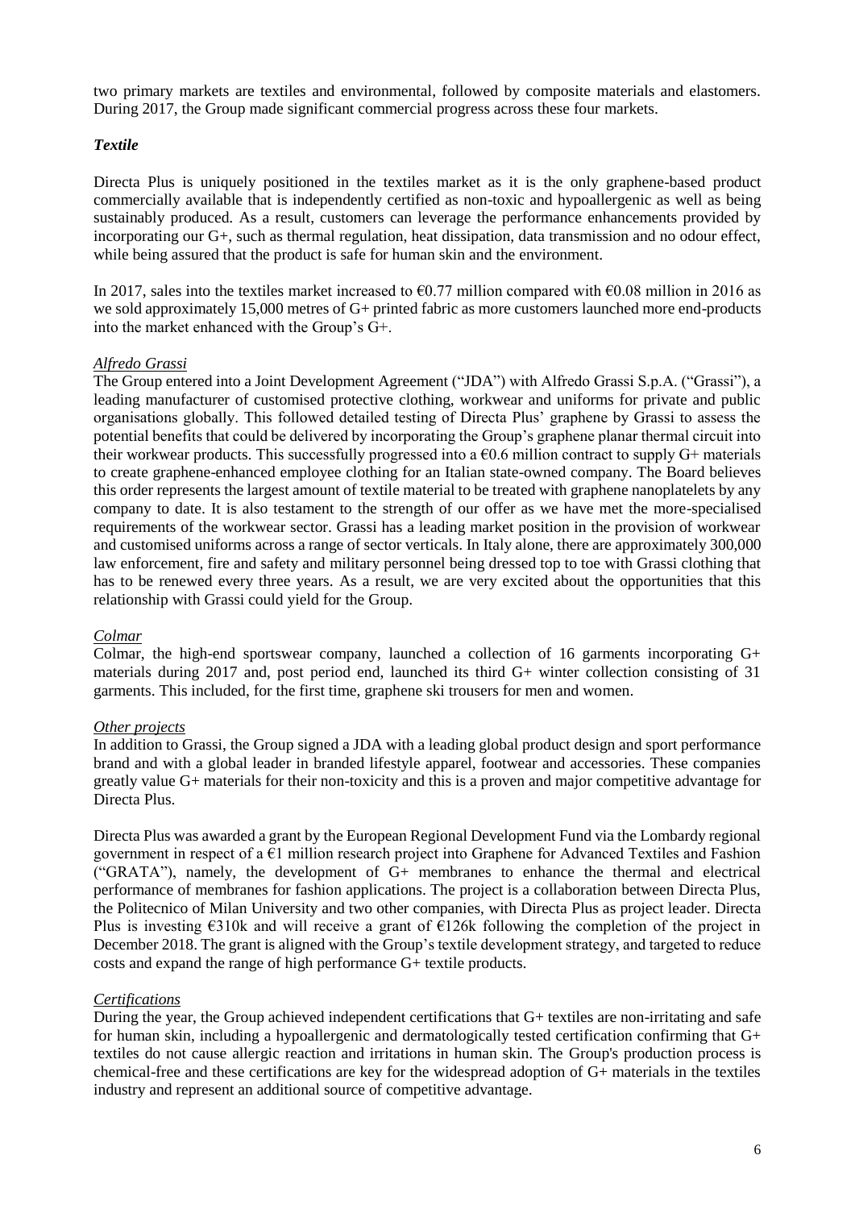two primary markets are textiles and environmental, followed by composite materials and elastomers. During 2017, the Group made significant commercial progress across these four markets.

### *Textile*

Directa Plus is uniquely positioned in the textiles market as it is the only graphene-based product commercially available that is independently certified as non-toxic and hypoallergenic as well as being sustainably produced. As a result, customers can leverage the performance enhancements provided by incorporating our G+, such as thermal regulation, heat dissipation, data transmission and no odour effect, while being assured that the product is safe for human skin and the environment.

In 2017, sales into the textiles market increased to €0.77 million compared with €0.08 million in 2016 as we sold approximately 15,000 metres of G+ printed fabric as more customers launched more end-products into the market enhanced with the Group's G+.

<u>*Alfredo Grassi*</u>

The Group entered into a Joint Development Agreement ("JDA") with Alfredo Grassi S.p.A. ("Grassi"), a leading manufacturer of customised protective clothing, workwear and uniforms for private and public organisations globally. This followed detailed testing of Directa Plus' graphene by Grassi to assess the potential benefits that could be delivered by incorporating the Group's graphene planar thermal circuit into their workwear products. This successfully progressed into a €0.6 million contract to supply G+ materials to create graphene-enhanced employee clothing for an Italian state-owned company. The Board believes this order represents the largest amount of textile material to be treated with graphene nanoplatelets by any company to date. It is also testament to the strength of our offer as we have met the more-specialised requirements of the workwear sector. Grassi has a leading market position in the provision of workwear and customised uniforms across a range of sector verticals. In Italy alone, there are approximately 300,000 law enforcement, fire and safety and military personnel being dressed top to toe with Grassi clothing that has to be renewed every three years. As a result, we are very excited about the opportunities that this relationship with Grassi could yield for the Group.

<u>*Colmar*</u>

Colmar, the high-end sportswear company, launched a collection of 16 garments incorporating G+ materials during 2017 and, post period end, launched its third G+ winter collection consisting of 31 garments. This included, for the first time, graphene ski trousers for men and women.

<u>*Other projects*</u>

In addition to Grassi, the Group signed a JDA with a leading global product design and sport performance brand and with a global leader in branded lifestyle apparel, footwear and accessories. These companies greatly value G+ materials for their non-toxicity and this is a proven and major competitive advantage for Directa Plus.

Directa Plus was awarded a grant by the European Regional Development Fund via the Lombardy regional government in respect of a €1 million research project into Graphene for Advanced Textiles and Fashion ("GRATA"), namely, the development of G+ membranes to enhance the thermal and electrical performance of membranes for fashion applications. The project is a collaboration between Directa Plus, the Politecnico of Milan University and two other companies, with Directa Plus as project leader. Directa Plus is investing €310k and will receive a grant of €126k following the completion of the project in December 2018. The grant is aligned with the Group's textile development strategy, and targeted to reduce costs and expand the range of high performance G+ textile products.

<u>*Certifications*</u>

During the year, the Group achieved independent certifications that G+ textiles are non-irritating and safe for human skin, including a hypoallergenic and dermatologically tested certification confirming that G+ textiles do not cause allergic reaction and irritations in human skin. The Group's production process is chemical-free and these certifications are key for the widespread adoption of G+ materials in the textiles industry and represent an additional source of competitive advantage.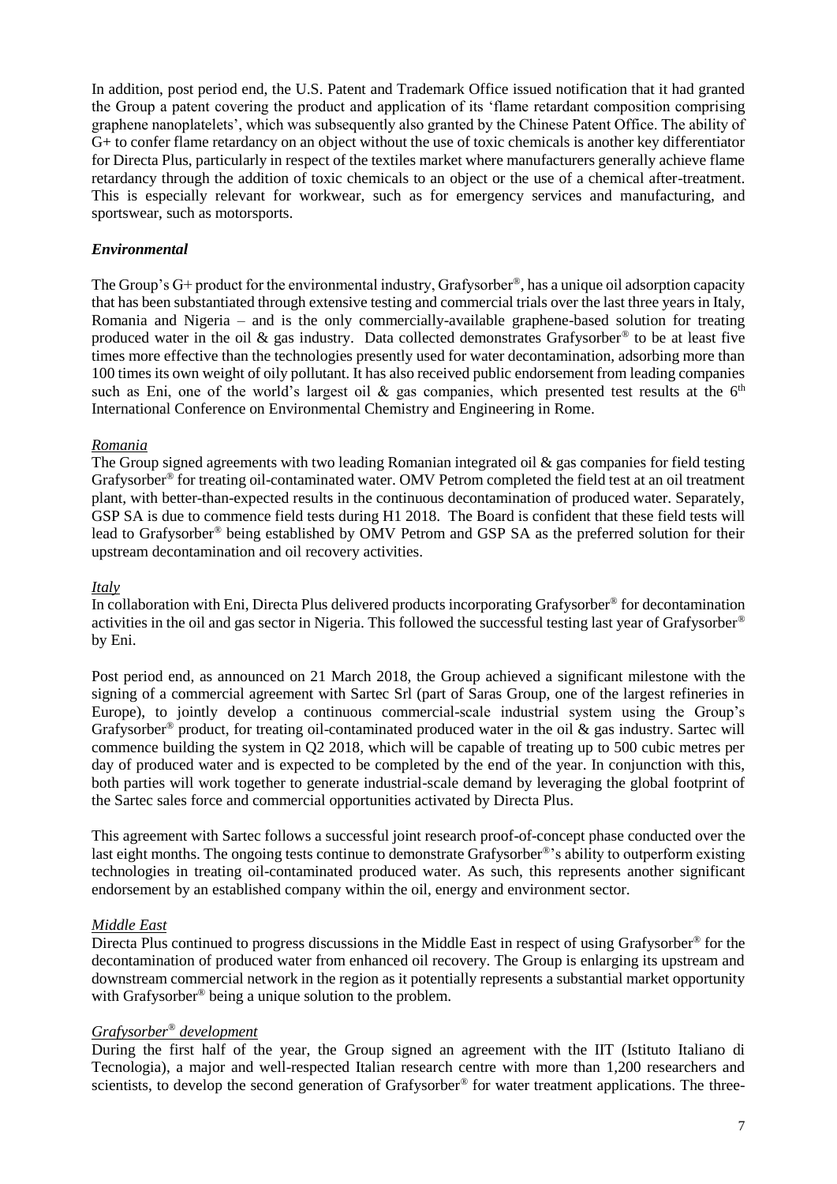In addition, post period end, the U.S. Patent and Trademark Office issued notification that it had granted the Group a patent covering the product and application of its 'flame retardant composition comprising graphene nanoplatelets', which was subsequently also granted by the Chinese Patent Office. The ability of G+ to confer flame retardancy on an object without the use of toxic chemicals is another key differentiator for Directa Plus, particularly in respect of the textiles market where manufacturers generally achieve flame retardancy through the addition of toxic chemicals to an object or the use of a chemical after-treatment. This is especially relevant for workwear, such as for emergency services and manufacturing, and sportswear, such as motorsports.

### *Environmental*

The Group's G+ product for the environmental industry, Grafysorber®, has a unique oil adsorption capacity that has been substantiated through extensive testing and commercial trials over the last three years in Italy, Romania and Nigeria – and is the only commercially-available graphene-based solution for treating produced water in the oil & gas industry. Data collected demonstrates Grafysorber® to be at least five times more effective than the technologies presently used for water decontamination, adsorbing more than 100 times its own weight of oily pollutant. It has also received public endorsement from leading companies such as Eni, one of the world's largest oil & gas companies, which presented test results at the 6th International Conference on Environmental Chemistry and Engineering in Rome.

#### *Romania*

The Group signed agreements with two leading Romanian integrated oil & gas companies for field testing Grafysorber® for treating oil-contaminated water. OMV Petrom completed the field test at an oil treatment plant, with better-than-expected results in the continuous decontamination of produced water. Separately, GSP SA is due to commence field tests during H1 2018. The Board is confident that these field tests will lead to Grafysorber® being established by OMV Petrom and GSP SA as the preferred solution for their upstream decontamination and oil recovery activities.

#### *Italy*

In collaboration with Eni, Directa Plus delivered products incorporating Grafysorber® for decontamination activities in the oil and gas sector in Nigeria. This followed the successful testing last year of Grafysorber® by Eni.

Post period end, as announced on 21 March 2018, the Group achieved a significant milestone with the signing of a commercial agreement with Sartec Srl (part of Saras Group, one of the largest refineries in Europe), to jointly develop a continuous commercial-scale industrial system using the Group's Grafysorber® product, for treating oil-contaminated produced water in the oil & gas industry. Sartec will commence building the system in Q2 2018, which will be capable of treating up to 500 cubic metres per day of produced water and is expected to be completed by the end of the year. In conjunction with this, both parties will work together to generate industrial-scale demand by leveraging the global footprint of the Sartec sales force and commercial opportunities activated by Directa Plus.

This agreement with Sartec follows a successful joint research proof-of-concept phase conducted over the last eight months. The ongoing tests continue to demonstrate Grafysorber®'s ability to outperform existing technologies in treating oil-contaminated produced water. As such, this represents another significant endorsement by an established company within the oil, energy and environment sector.

#### *Middle East*

Directa Plus continued to progress discussions in the Middle East in respect of using Grafysorber® for the decontamination of produced water from enhanced oil recovery. The Group is enlarging its upstream and downstream commercial network in the region as it potentially represents a substantial market opportunity with Grafysorber® being a unique solution to the problem.

#### *Grafysorber® development*

During the first half of the year, the Group signed an agreement with the IIT (Istituto Italiano di Tecnologia), a major and well-respected Italian research centre with more than 1,200 researchers and scientists, to develop the second generation of Grafysorber® for water treatment applications. The three-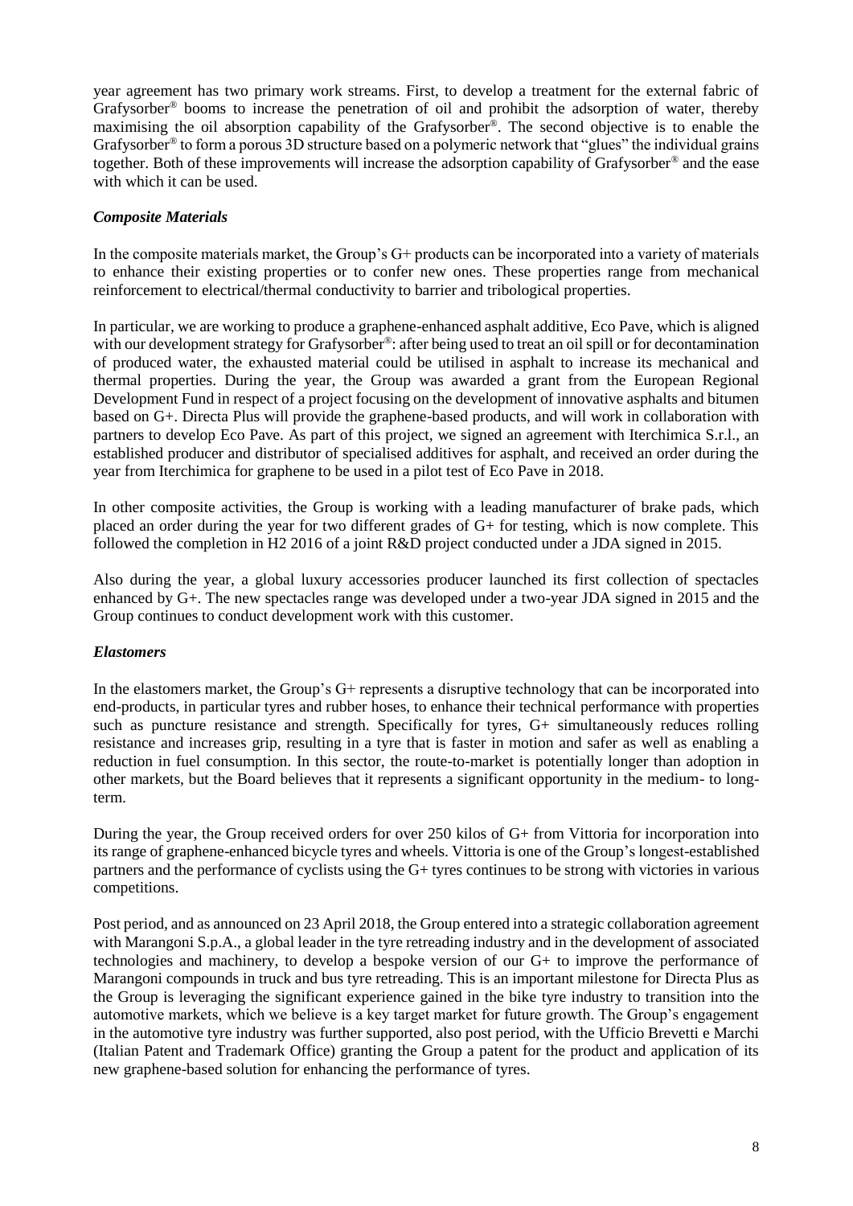year agreement has two primary work streams. First, to develop a treatment for the external fabric of Grafysorber® booms to increase the penetration of oil and prohibit the adsorption of water, thereby maximising the oil absorption capability of the Grafysorber®. The second objective is to enable the Grafysorber® to form a porous 3D structure based on a polymeric network that "glues" the individual grains together. Both of these improvements will increase the adsorption capability of Grafysorber® and the ease with which it can be used.

***Composite Materials***

In the composite materials market, the Group's G+ products can be incorporated into a variety of materials to enhance their existing properties or to confer new ones. These properties range from mechanical reinforcement to electrical/thermal conductivity to barrier and tribological properties.

In particular, we are working to produce a graphene-enhanced asphalt additive, Eco Pave, which is aligned with our development strategy for Grafysorber®: after being used to treat an oil spill or for decontamination of produced water, the exhausted material could be utilised in asphalt to increase its mechanical and thermal properties. During the year, the Group was awarded a grant from the European Regional Development Fund in respect of a project focusing on the development of innovative asphalts and bitumen based on G+. Directa Plus will provide the graphene-based products, and will work in collaboration with partners to develop Eco Pave. As part of this project, we signed an agreement with Iterchimica S.r.l., an established producer and distributor of specialised additives for asphalt, and received an order during the year from Iterchimica for graphene to be used in a pilot test of Eco Pave in 2018.

In other composite activities, the Group is working with a leading manufacturer of brake pads, which placed an order during the year for two different grades of G+ for testing, which is now complete. This followed the completion in H2 2016 of a joint R&D project conducted under a JDA signed in 2015.

Also during the year, a global luxury accessories producer launched its first collection of spectacles enhanced by G+. The new spectacles range was developed under a two-year JDA signed in 2015 and the Group continues to conduct development work with this customer.

***Elastomers***

In the elastomers market, the Group's G+ represents a disruptive technology that can be incorporated into end-products, in particular tyres and rubber hoses, to enhance their technical performance with properties such as puncture resistance and strength. Specifically for tyres, G+ simultaneously reduces rolling resistance and increases grip, resulting in a tyre that is faster in motion and safer as well as enabling a reduction in fuel consumption. In this sector, the route-to-market is potentially longer than adoption in other markets, but the Board believes that it represents a significant opportunity in the medium- to long-term.

During the year, the Group received orders for over 250 kilos of G+ from Vittoria for incorporation into its range of graphene-enhanced bicycle tyres and wheels. Vittoria is one of the Group's longest-established partners and the performance of cyclists using the G+ tyres continues to be strong with victories in various competitions.

Post period, and as announced on 23 April 2018, the Group entered into a strategic collaboration agreement with Marangoni S.p.A., a global leader in the tyre retreading industry and in the development of associated technologies and machinery, to develop a bespoke version of our G+ to improve the performance of Marangoni compounds in truck and bus tyre retreading. This is an important milestone for Directa Plus as the Group is leveraging the significant experience gained in the bike tyre industry to transition into the automotive markets, which we believe is a key target market for future growth. The Group's engagement in the automotive tyre industry was further supported, also post period, with the Ufficio Brevetti e Marchi (Italian Patent and Trademark Office) granting the Group a patent for the product and application of its new graphene-based solution for enhancing the performance of tyres.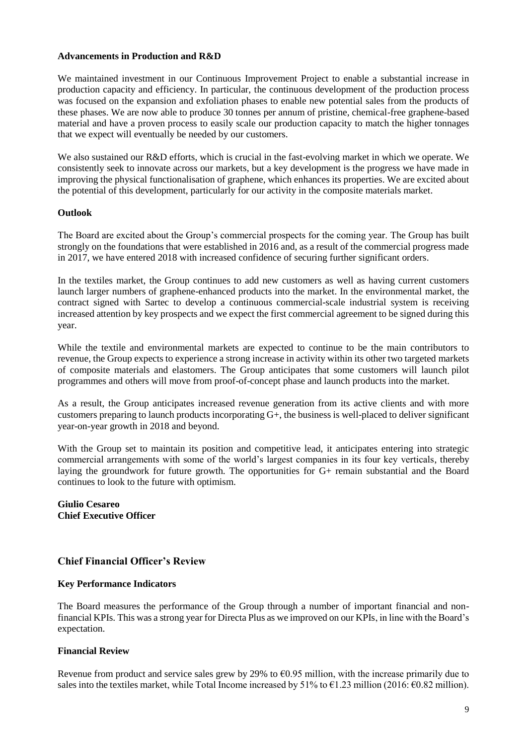### Advancements in Production and R&D

We maintained investment in our Continuous Improvement Project to enable a substantial increase in production capacity and efficiency. In particular, the continuous development of the production process was focused on the expansion and exfoliation phases to enable new potential sales from the products of these phases. We are now able to produce 30 tonnes per annum of pristine, chemical-free graphene-based material and have a proven process to easily scale our production capacity to match the higher tonnages that we expect will eventually be needed by our customers.

We also sustained our R&D efforts, which is crucial in the fast-evolving market in which we operate. We consistently seek to innovate across our markets, but a key development is the progress we have made in improving the physical functionalisation of graphene, which enhances its properties. We are excited about the potential of this development, particularly for our activity in the composite materials market.

### Outlook

The Board are excited about the Group's commercial prospects for the coming year. The Group has built strongly on the foundations that were established in 2016 and, as a result of the commercial progress made in 2017, we have entered 2018 with increased confidence of securing further significant orders.

In the textiles market, the Group continues to add new customers as well as having current customers launch larger numbers of graphene-enhanced products into the market. In the environmental market, the contract signed with Sartec to develop a continuous commercial-scale industrial system is receiving increased attention by key prospects and we expect the first commercial agreement to be signed during this year.

While the textile and environmental markets are expected to continue to be the main contributors to revenue, the Group expects to experience a strong increase in activity within its other two targeted markets of composite materials and elastomers. The Group anticipates that some customers will launch pilot programmes and others will move from proof-of-concept phase and launch products into the market.

As a result, the Group anticipates increased revenue generation from its active clients and with more customers preparing to launch products incorporating G+, the business is well-placed to deliver significant year-on-year growth in 2018 and beyond.

With the Group set to maintain its position and competitive lead, it anticipates entering into strategic commercial arrangements with some of the world's largest companies in its four key verticals, thereby laying the groundwork for future growth. The opportunities for G+ remain substantial and the Board continues to look to the future with optimism.

**Giulio Cesareo**
**Chief Executive Officer**

## Chief Financial Officer's Review

### Key Performance Indicators

The Board measures the performance of the Group through a number of important financial and non-financial KPIs. This was a strong year for Directa Plus as we improved on our KPIs, in line with the Board's expectation.

### Financial Review

Revenue from product and service sales grew by 29% to €0.95 million, with the increase primarily due to sales into the textiles market, while Total Income increased by 51% to €1.23 million (2016: €0.82 million).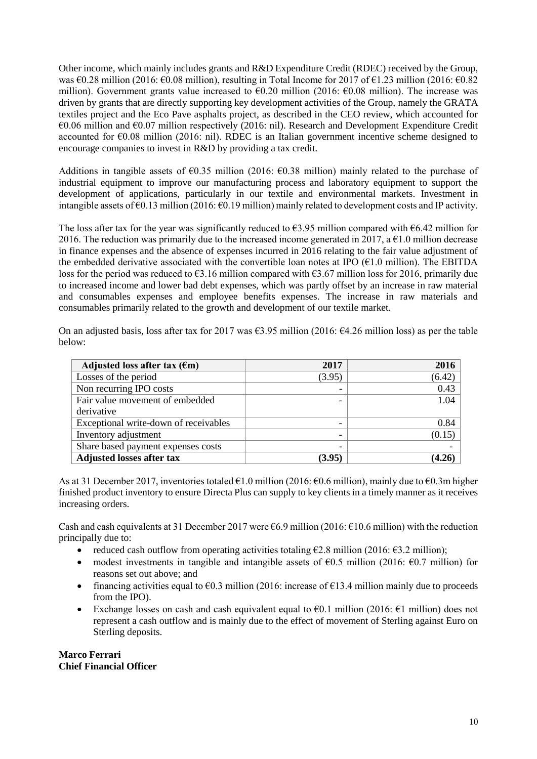Other income, which mainly includes grants and R&D Expenditure Credit (RDEC) received by the Group, was €0.28 million (2016: €0.08 million), resulting in Total Income for 2017 of €1.23 million (2016: €0.82 million). Government grants value increased to €0.20 million (2016: €0.08 million). The increase was driven by grants that are directly supporting key development activities of the Group, namely the GRATA textiles project and the Eco Pave asphalts project, as described in the CEO review, which accounted for €0.06 million and €0.07 million respectively (2016: nil). Research and Development Expenditure Credit accounted for €0.08 million (2016: nil). RDEC is an Italian government incentive scheme designed to encourage companies to invest in R&D by providing a tax credit.

Additions in tangible assets of €0.35 million (2016: €0.38 million) mainly related to the purchase of industrial equipment to improve our manufacturing process and laboratory equipment to support the development of applications, particularly in our textile and environmental markets. Investment in intangible assets of €0.13 million (2016: €0.19 million) mainly related to development costs and IP activity.

The loss after tax for the year was significantly reduced to €3.95 million compared with €6.42 million for 2016. The reduction was primarily due to the increased income generated in 2017, a €1.0 million decrease in finance expenses and the absence of expenses incurred in 2016 relating to the fair value adjustment of the embedded derivative associated with the convertible loan notes at IPO (€1.0 million). The EBITDA loss for the period was reduced to €3.16 million compared with €3.67 million loss for 2016, primarily due to increased income and lower bad debt expenses, which was partly offset by an increase in raw material and consumables expenses and employee benefits expenses. The increase in raw materials and consumables primarily related to the growth and development of our textile market.

On an adjusted basis, loss after tax for 2017 was €3.95 million (2016: €4.26 million loss) as per the table below:

| Adjusted loss after tax (€m) | 2017 | 2016 |
|---|---|---|
| Losses of the period | (3.95) | (6.42) |
| Non recurring IPO costs | - | 0.43 |
| Fair value movement of embedded derivative | - | 1.04 |
| Exceptional write-down of receivables | - | 0.84 |
| Inventory adjustment | - | (0.15) |
| Share based payment expenses costs | - | - |
| **Adjusted losses after tax** | **(3.95)** | **(4.26)** |

As at 31 December 2017, inventories totaled €1.0 million (2016: €0.6 million), mainly due to €0.3m higher finished product inventory to ensure Directa Plus can supply to key clients in a timely manner as it receives increasing orders.

Cash and cash equivalents at 31 December 2017 were €6.9 million (2016: €10.6 million) with the reduction principally due to:

- reduced cash outflow from operating activities totaling €2.8 million (2016: €3.2 million);
- modest investments in tangible and intangible assets of €0.5 million (2016: €0.7 million) for reasons set out above; and
- financing activities equal to €0.3 million (2016: increase of €13.4 million mainly due to proceeds from the IPO).
- Exchange losses on cash and cash equivalent equal to €0.1 million (2016: €1 million) does not represent a cash outflow and is mainly due to the effect of movement of Sterling against Euro on Sterling deposits.

**Marco Ferrari**
**Chief Financial Officer**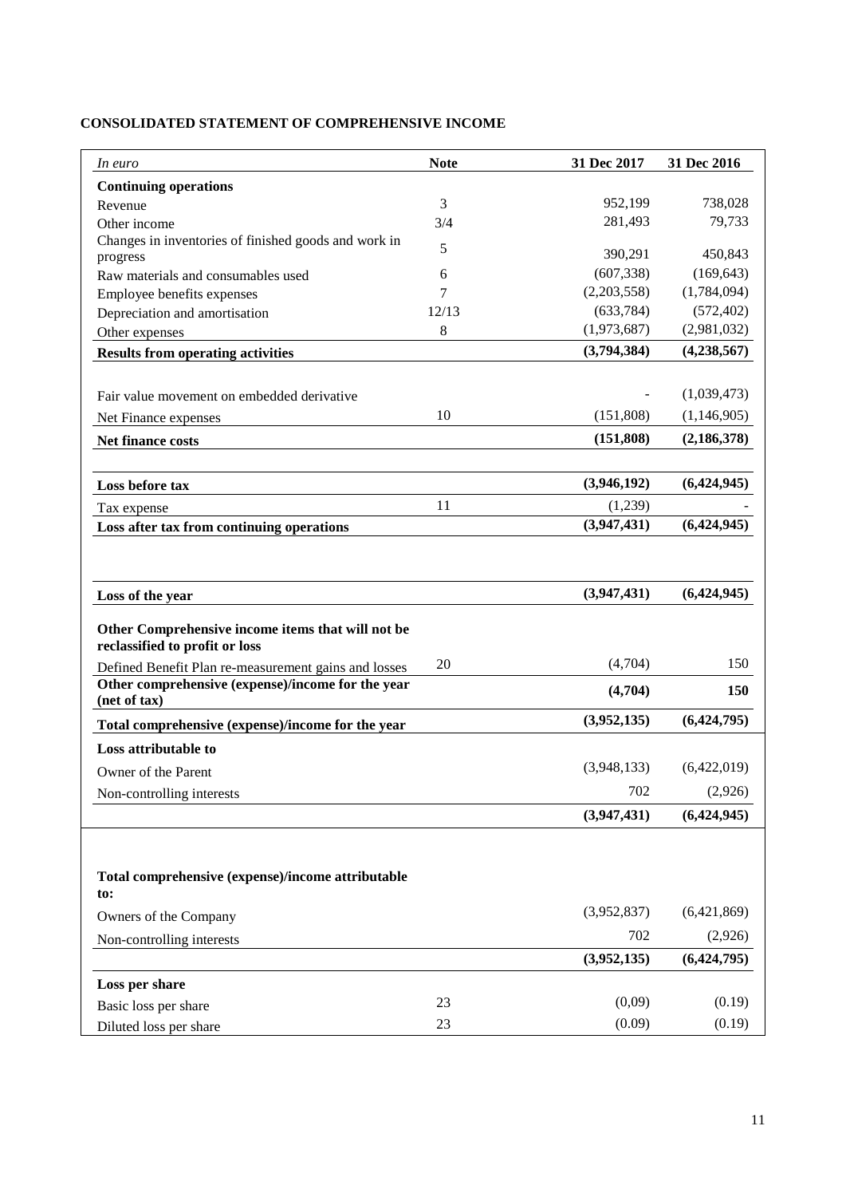## CONSOLIDATED STATEMENT OF COMPREHENSIVE INCOME

| *In euro* | Note | 31 Dec 2017 | 31 Dec 2016 |
|---|---|---|---|
| **Continuing operations** | | | |
| Revenue | 3 | 952,199 | 738,028 |
| Other income | 3/4 | 281,493 | 79,733 |
| Changes in inventories of finished goods and work in progress | 5 | 390,291 | 450,843 |
| Raw materials and consumables used | 6 | (607,338) | (169,643) |
| Employee benefits expenses | 7 | (2,203,558) | (1,784,094) |
| Depreciation and amortisation | 12/13 | (633,784) | (572,402) |
| Other expenses | 8 | (1,973,687) | (2,981,032) |
| **Results from operating activities** | | **(3,794,384)** | **(4,238,567)** |
| Fair value movement on embedded derivative | | - | (1,039,473) |
| Net Finance expenses | 10 | (151,808) | (1,146,905) |
| **Net finance costs** | | **(151,808)** | **(2,186,378)** |
| **Loss before tax** | | **(3,946,192)** | **(6,424,945)** |
| Tax expense | 11 | (1,239) | - |
| **Loss after tax from continuing operations** | | **(3,947,431)** | **(6,424,945)** |
| **Loss of the year** | | **(3,947,431)** | **(6,424,945)** |
| **Other Comprehensive income items that will not be reclassified to profit or loss** | | | |
| Defined Benefit Plan re-measurement gains and losses | 20 | (4,704) | 150 |
| **Other comprehensive (expense)/income for the year (net of tax)** | | **(4,704)** | **150** |
| **Total comprehensive (expense)/income for the year** | | **(3,952,135)** | **(6,424,795)** |
| **Loss attributable to** | | | |
| Owner of the Parent | | (3,948,133) | (6,422,019) |
| Non-controlling interests | | 702 | (2,926) |
| | | **(3,947,431)** | **(6,424,945)** |
| **Total comprehensive (expense)/income attributable to:** | | | |
| Owners of the Company | | (3,952,837) | (6,421,869) |
| Non-controlling interests | | 702 | (2,926) |
| | | **(3,952,135)** | **(6,424,795)** |
| **Loss per share** | | | |
| Basic loss per share | 23 | (0,09) | (0.19) |
| Diluted loss per share | 23 | (0.09) | (0.19) |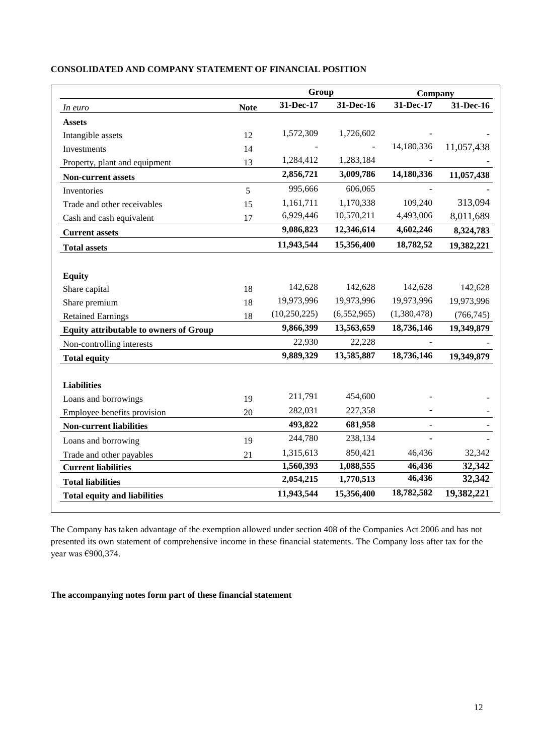**CONSOLIDATED AND COMPANY STATEMENT OF FINANCIAL POSITION**

| | | Group | | Company | |
|---|---|---|---|---|---|
| *In euro* | **Note** | **31-Dec-17** | **31-Dec-16** | **31-Dec-17** | **31-Dec-16** |
| **Assets** | | | | | |
| Intangible assets | 12 | 1,572,309 | 1,726,602 | - | - |
| Investments | 14 | - | - | 14,180,336 | 11,057,438 |
| Property, plant and equipment | 13 | 1,284,412 | 1,283,184 | - | - |
| **Non-current assets** | | **2,856,721** | **3,009,786** | **14,180,336** | **11,057,438** |
| Inventories | 5 | 995,666 | 606,065 | - | - |
| Trade and other receivables | 15 | 1,161,711 | 1,170,338 | 109,240 | 313,094 |
| Cash and cash equivalent | 17 | 6,929,446 | 10,570,211 | 4,493,006 | 8,011,689 |
| **Current assets** | | **9,086,823** | **12,346,614** | **4,602,246** | **8,324,783** |
| **Total assets** | | **11,943,544** | **15,356,400** | **18,782,52** | **19,382,221** |
| | | | | | |
| **Equity** | | | | | |
| Share capital | 18 | 142,628 | 142,628 | 142,628 | 142,628 |
| Share premium | 18 | 19,973,996 | 19,973,996 | 19,973,996 | 19,973,996 |
| Retained Earnings | 18 | (10,250,225) | (6,552,965) | (1,380,478) | (766,745) |
| **Equity attributable to owners of Group** | | **9,866,399** | **13,563,659** | **18,736,146** | **19,349,879** |
| Non-controlling interests | | 22,930 | 22,228 | - | - |
| **Total equity** | | **9,889,329** | **13,585,887** | **18,736,146** | **19,349,879** |
| | | | | | |
| **Liabilities** | | | | | |
| Loans and borrowings | 19 | 211,791 | 454,600 | - | - |
| Employee benefits provision | 20 | 282,031 | 227,358 | - | - |
| **Non-current liabilities** | | **493,822** | **681,958** | **-** | **-** |
| Loans and borrowing | 19 | 244,780 | 238,134 | - | - |
| Trade and other payables | 21 | 1,315,613 | 850,421 | 46,436 | 32,342 |
| **Current liabilities** | | **1,560,393** | **1,088,555** | **46,436** | **32,342** |
| **Total liabilities** | | **2,054,215** | **1,770,513** | **46,436** | **32,342** |
| **Total equity and liabilities** | | **11,943,544** | **15,356,400** | **18,782,582** | **19,382,221** |

The Company has taken advantage of the exemption allowed under section 408 of the Companies Act 2006 and has not presented its own statement of comprehensive income in these financial statements. The Company loss after tax for the year was €900,374.

**The accompanying notes form part of these financial statement**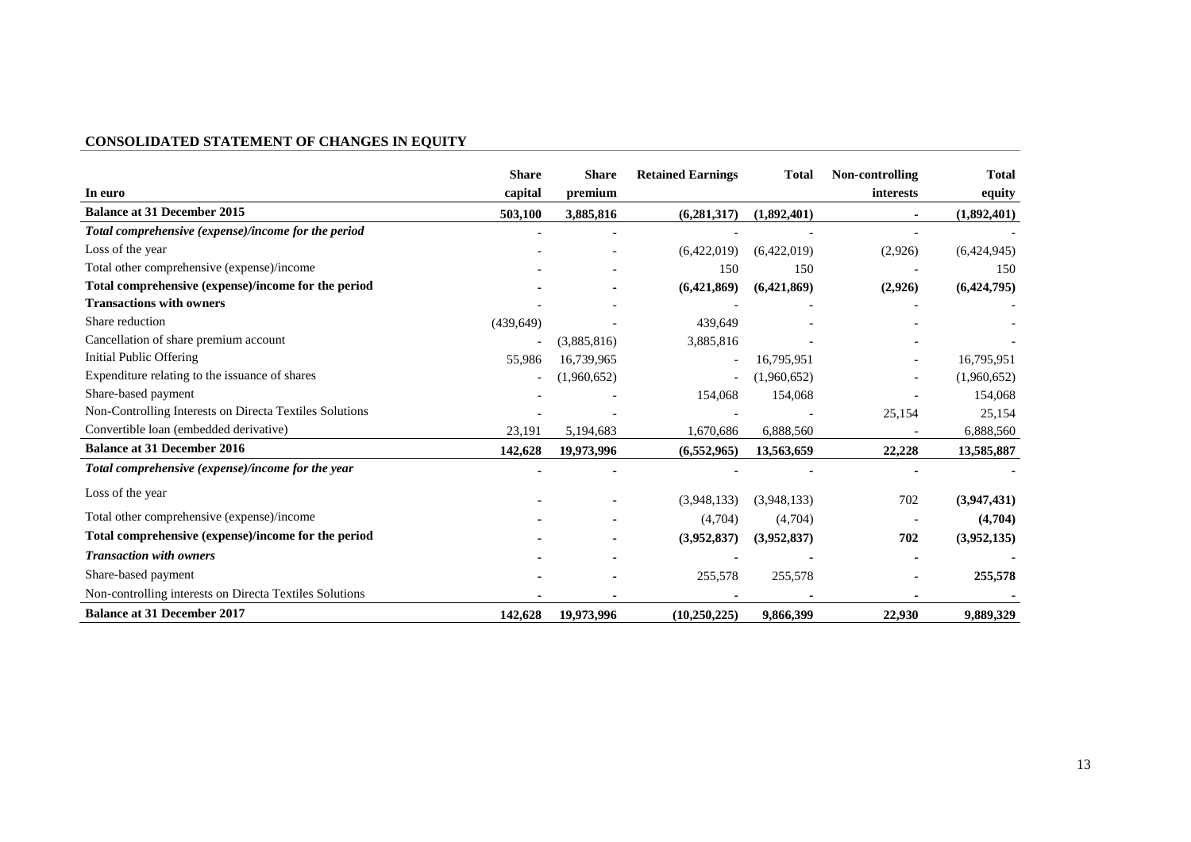**CONSOLIDATED STATEMENT OF CHANGES IN EQUITY**

| In euro | Share capital | Share premium | Retained Earnings | Total | Non-controlling interests | Total equity |
|---|---|---|---|---|---|---|
| **Balance at 31 December 2015** | **503,100** | **3,885,816** | **(6,281,317)** | **(1,892,401)** | **-** | **(1,892,401)** |
| ***Total comprehensive (expense)/income for the period*** | **-** | - | - | - | - | - |
| Loss of the year | - | - | (6,422,019) | (6,422,019) | (2,926) | (6,424,945) |
| Total other comprehensive (expense)/income | - | - | 150 | 150 | - | 150 |
| **Total comprehensive (expense)/income for the period** | **-** | **-** | **(6,421,869)** | **(6,421,869)** | **(2,926)** | **(6,424,795)** |
| **Transactions with owners** | - | - | - | - | - | - |
| Share reduction | (439,649) | - | 439,649 | - | - | - |
| Cancellation of share premium account | - | (3,885,816) | 3,885,816 | - | - | - |
| Initial Public Offering | 55,986 | 16,739,965 | - | 16,795,951 | - | 16,795,951 |
| Expenditure relating to the issuance of shares | - | (1,960,652) | - | (1,960,652) | - | (1,960,652) |
| Share-based payment | - | - | 154,068 | 154,068 | - | 154,068 |
| Non-Controlling Interests on Directa Textiles Solutions | - | - | - | - | 25,154 | 25,154 |
| Convertible loan (embedded derivative) | 23,191 | 5,194,683 | 1,670,686 | 6,888,560 | - | 6,888,560 |
| **Balance at 31 December 2016** | **142,628** | **19,973,996** | **(6,552,965)** | **13,563,659** | **22,228** | **13,585,887** |
| ***Total comprehensive (expense)/income for the year*** | **-** | **-** | **-** | **-** | **-** | **-** |
| Loss of the year | **-** | **-** | (3,948,133) | (3,948,133) | 702 | **(3,947,431)** |
| Total other comprehensive (expense)/income | **-** | **-** | (4,704) | (4,704) | - | **(4,704)** |
| **Total comprehensive (expense)/income for the period** | **-** | **-** | **(3,952,837)** | **(3,952,837)** | **702** | **(3,952,135)** |
| ***Transaction with owners*** | **-** | **-** | **-** | **-** | **-** | **-** |
| Share-based payment | **-** | **-** | 255,578 | 255,578 | - | **255,578** |
| Non-controlling interests on Directa Textiles Solutions | **-** | **-** | **-** | **-** | **-** | **-** |
| **Balance at 31 December 2017** | **142,628** | **19,973,996** | **(10,250,225)** | **9,866,399** | **22,930** | **9,889,329** |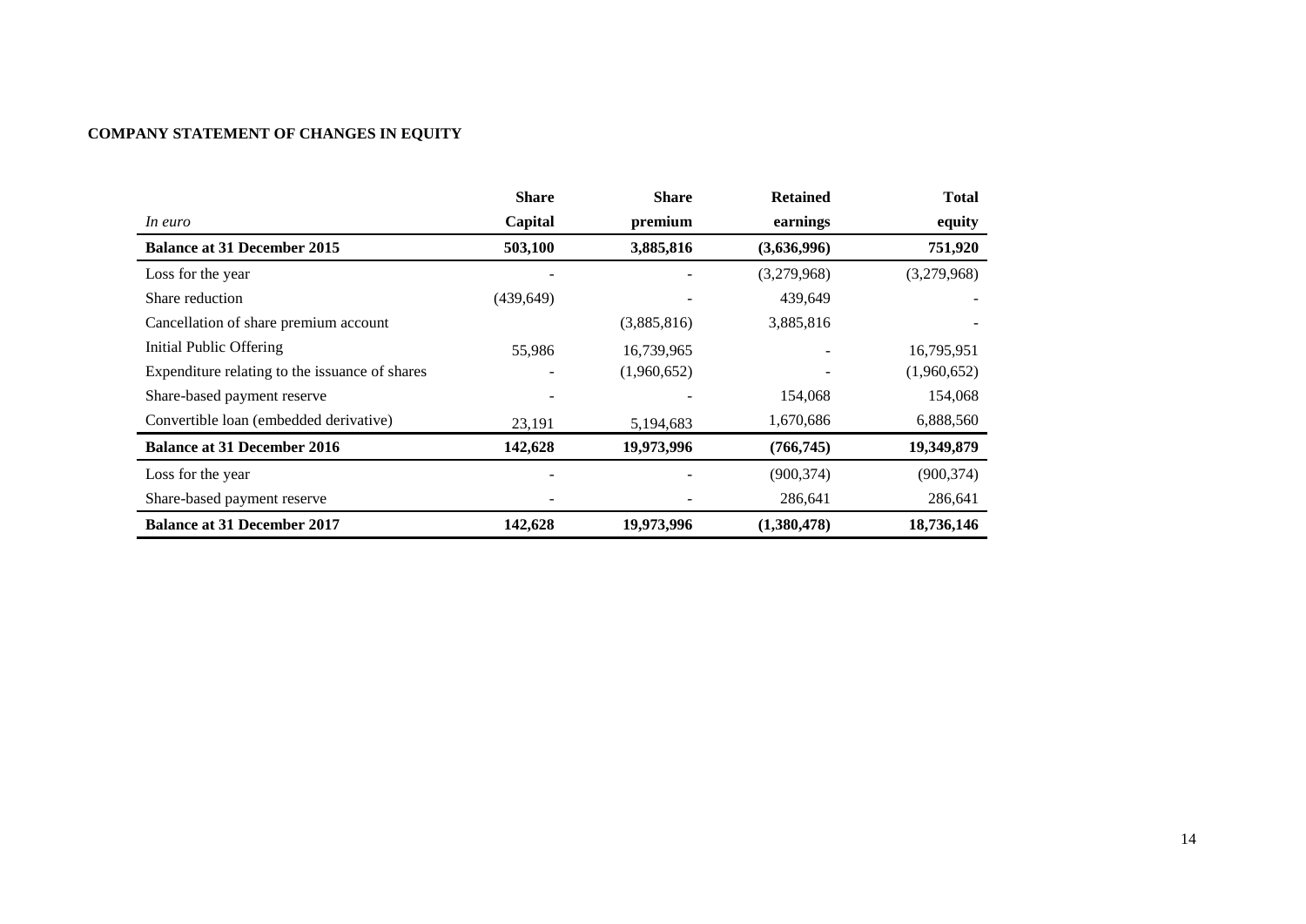**COMPANY STATEMENT OF CHANGES IN EQUITY**

| *In euro* | Share Capital | Share premium | Retained earnings | Total equity |
|---|---|---|---|---|
| **Balance at 31 December 2015** | **503,100** | **3,885,816** | **(3,636,996)** | **751,920** |
| Loss for the year | - | - | (3,279,968) | (3,279,968) |
| Share reduction | (439,649) | - | 439,649 | - |
| Cancellation of share premium account | | (3,885,816) | 3,885,816 | - |
| Initial Public Offering | 55,986 | 16,739,965 | - | 16,795,951 |
| Expenditure relating to the issuance of shares | - | (1,960,652) | - | (1,960,652) |
| Share-based payment reserve | - | - | 154,068 | 154,068 |
| Convertible loan (embedded derivative) | 23,191 | 5,194,683 | 1,670,686 | 6,888,560 |
| **Balance at 31 December 2016** | **142,628** | **19,973,996** | **(766,745)** | **19,349,879** |
| Loss for the year | - | - | (900,374) | (900,374) |
| Share-based payment reserve | - | - | 286,641 | 286,641 |
| **Balance at 31 December 2017** | **142,628** | **19,973,996** | **(1,380,478)** | **18,736,146** |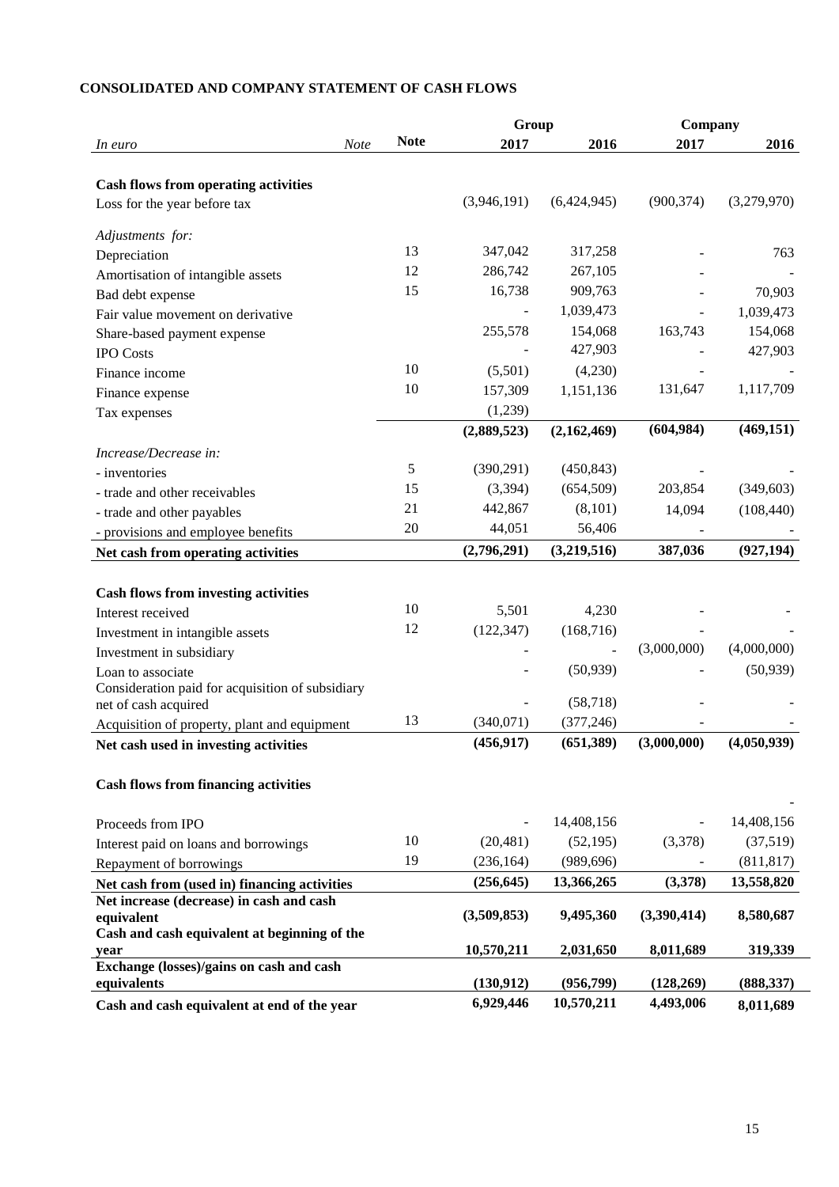## CONSOLIDATED AND COMPANY STATEMENT OF CASH FLOWS

| | | Group | | Company | |
|---|---|---|---|---|---|
| *In euro* | **Note** | **2017** | **2016** | **2017** | **2016** |
| **Cash flows from operating activities** | | | | | |
| Loss for the year before tax | | (3,946,191) | (6,424,945) | (900,374) | (3,279,970) |
| *Adjustments for:* | | | | | |
| Depreciation | 13 | 347,042 | 317,258 | - | 763 |
| Amortisation of intangible assets | 12 | 286,742 | 267,105 | - | - |
| Bad debt expense | 15 | 16,738 | 909,763 | - | 70,903 |
| Fair value movement on derivative | | - | 1,039,473 | - | 1,039,473 |
| Share-based payment expense | | 255,578 | 154,068 | 163,743 | 154,068 |
| IPO Costs | | - | 427,903 | - | 427,903 |
| Finance income | 10 | (5,501) | (4,230) | - | - |
| Finance expense | 10 | 157,309 | 1,151,136 | 131,647 | 1,117,709 |
| Tax expenses | | (1,239) | | | |
| | | **(2,889,523)** | **(2,162,469)** | **(604,984)** | **(469,151)** |
| *Increase/Decrease in:* | | | | | |
| - inventories | 5 | (390,291) | (450,843) | - | - |
| - trade and other receivables | 15 | (3,394) | (654,509) | 203,854 | (349,603) |
| - trade and other payables | 21 | 442,867 | (8,101) | 14,094 | (108,440) |
| - provisions and employee benefits | 20 | 44,051 | 56,406 | - | - |
| **Net cash from operating activities** | | **(2,796,291)** | **(3,219,516)** | **387,036** | **(927,194)** |
| **Cash flows from investing activities** | | | | | |
| Interest received | 10 | 5,501 | 4,230 | - | - |
| Investment in intangible assets | 12 | (122,347) | (168,716) | - | - |
| Investment in subsidiary | | - | - | (3,000,000) | (4,000,000) |
| Loan to associate | | - | (50,939) | - | (50,939) |
| Consideration paid for acquisition of subsidiary net of cash acquired | | - | (58,718) | - | - |
| Acquisition of property, plant and equipment | 13 | (340,071) | (377,246) | - | - |
| **Net cash used in investing activities** | | **(456,917)** | **(651,389)** | **(3,000,000)** | **(4,050,939)** |
| **Cash flows from financing activities** | | | | | - |
| Proceeds from IPO | | - | 14,408,156 | - | 14,408,156 |
| Interest paid on loans and borrowings | 10 | (20,481) | (52,195) | (3,378) | (37,519) |
| Repayment of borrowings | 19 | (236,164) | (989,696) | - | (811,817) |
| **Net cash from (used in) financing activities** | | **(256,645)** | **13,366,265** | **(3,378)** | **13,558,820** |
| **Net increase (decrease) in cash and cash equivalent** | | **(3,509,853)** | **9,495,360** | **(3,390,414)** | **8,580,687** |
| **Cash and cash equivalent at beginning of the year** | | **10,570,211** | **2,031,650** | **8,011,689** | **319,339** |
| **Exchange (losses)/gains on cash and cash equivalents** | | **(130,912)** | **(956,799)** | **(128,269)** | **(888,337)** |
| **Cash and cash equivalent at end of the year** | | **6,929,446** | **10,570,211** | **4,493,006** | **8,011,689** |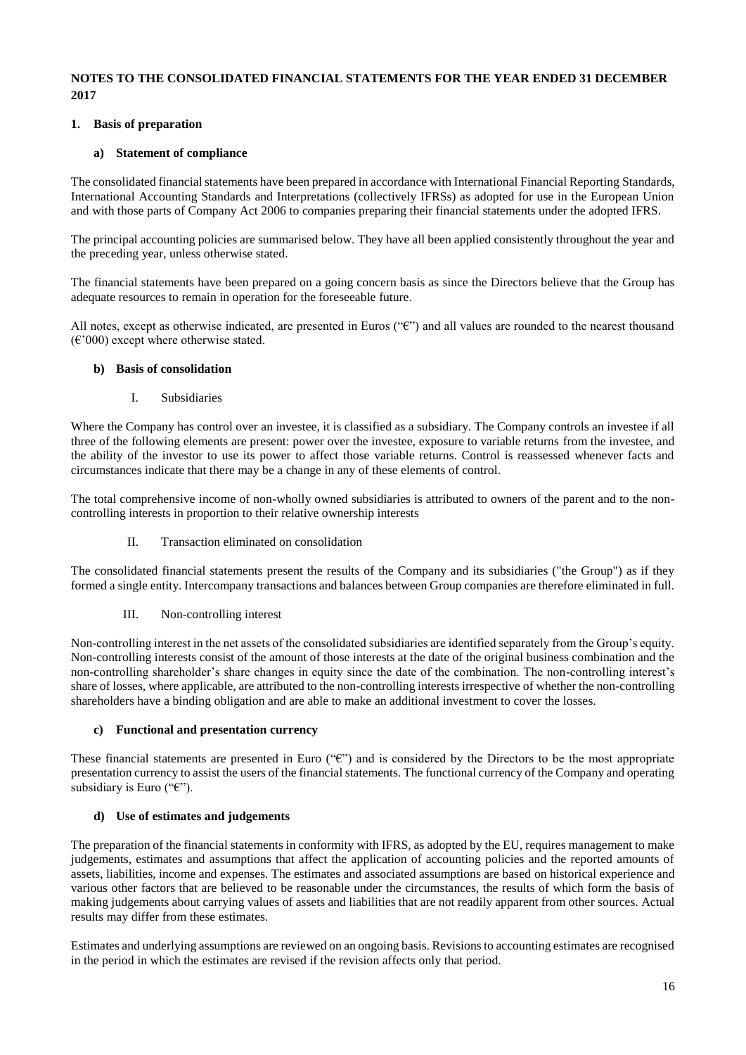# NOTES TO THE CONSOLIDATED FINANCIAL STATEMENTS FOR THE YEAR ENDED 31 DECEMBER 2017

## 1. Basis of preparation

### a) Statement of compliance

The consolidated financial statements have been prepared in accordance with International Financial Reporting Standards, International Accounting Standards and Interpretations (collectively IFRSs) as adopted for use in the European Union and with those parts of Company Act 2006 to companies preparing their financial statements under the adopted IFRS.

The principal accounting policies are summarised below. They have all been applied consistently throughout the year and the preceding year, unless otherwise stated.

The financial statements have been prepared on a going concern basis as since the Directors believe that the Group has adequate resources to remain in operation for the foreseeable future.

All notes, except as otherwise indicated, are presented in Euros ("€") and all values are rounded to the nearest thousand (€'000) except where otherwise stated.

### b) Basis of consolidation

I. Subsidiaries

Where the Company has control over an investee, it is classified as a subsidiary. The Company controls an investee if all three of the following elements are present: power over the investee, exposure to variable returns from the investee, and the ability of the investor to use its power to affect those variable returns. Control is reassessed whenever facts and circumstances indicate that there may be a change in any of these elements of control.

The total comprehensive income of non-wholly owned subsidiaries is attributed to owners of the parent and to the non-controlling interests in proportion to their relative ownership interests

II. Transaction eliminated on consolidation

The consolidated financial statements present the results of the Company and its subsidiaries ("the Group") as if they formed a single entity. Intercompany transactions and balances between Group companies are therefore eliminated in full.

III. Non-controlling interest

Non-controlling interest in the net assets of the consolidated subsidiaries are identified separately from the Group's equity. Non-controlling interests consist of the amount of those interests at the date of the original business combination and the non-controlling shareholder's share changes in equity since the date of the combination. The non-controlling interest's share of losses, where applicable, are attributed to the non-controlling interests irrespective of whether the non-controlling shareholders have a binding obligation and are able to make an additional investment to cover the losses.

### c) Functional and presentation currency

These financial statements are presented in Euro ("€") and is considered by the Directors to be the most appropriate presentation currency to assist the users of the financial statements. The functional currency of the Company and operating subsidiary is Euro ("€").

### d) Use of estimates and judgements

The preparation of the financial statements in conformity with IFRS, as adopted by the EU, requires management to make judgements, estimates and assumptions that affect the application of accounting policies and the reported amounts of assets, liabilities, income and expenses. The estimates and associated assumptions are based on historical experience and various other factors that are believed to be reasonable under the circumstances, the results of which form the basis of making judgements about carrying values of assets and liabilities that are not readily apparent from other sources. Actual results may differ from these estimates.

Estimates and underlying assumptions are reviewed on an ongoing basis. Revisions to accounting estimates are recognised in the period in which the estimates are revised if the revision affects only that period.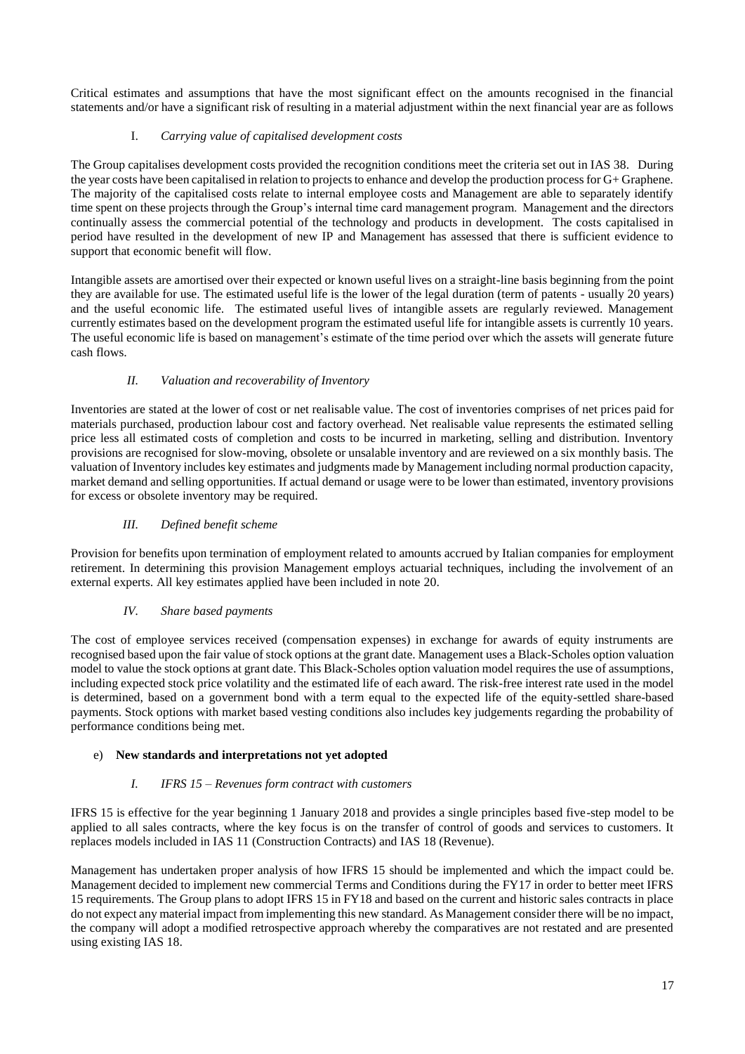Critical estimates and assumptions that have the most significant effect on the amounts recognised in the financial statements and/or have a significant risk of resulting in a material adjustment within the next financial year are as follows

I. *Carrying value of capitalised development costs*

The Group capitalises development costs provided the recognition conditions meet the criteria set out in IAS 38. During the year costs have been capitalised in relation to projects to enhance and develop the production process for G+ Graphene. The majority of the capitalised costs relate to internal employee costs and Management are able to separately identify time spent on these projects through the Group's internal time card management program. Management and the directors continually assess the commercial potential of the technology and products in development. The costs capitalised in period have resulted in the development of new IP and Management has assessed that there is sufficient evidence to support that economic benefit will flow.

Intangible assets are amortised over their expected or known useful lives on a straight-line basis beginning from the point they are available for use. The estimated useful life is the lower of the legal duration (term of patents - usually 20 years) and the useful economic life. The estimated useful lives of intangible assets are regularly reviewed. Management currently estimates based on the development program the estimated useful life for intangible assets is currently 10 years. The useful economic life is based on management's estimate of the time period over which the assets will generate future cash flows.

*II. Valuation and recoverability of Inventory*

Inventories are stated at the lower of cost or net realisable value. The cost of inventories comprises of net prices paid for materials purchased, production labour cost and factory overhead. Net realisable value represents the estimated selling price less all estimated costs of completion and costs to be incurred in marketing, selling and distribution. Inventory provisions are recognised for slow-moving, obsolete or unsalable inventory and are reviewed on a six monthly basis. The valuation of Inventory includes key estimates and judgments made by Management including normal production capacity, market demand and selling opportunities. If actual demand or usage were to be lower than estimated, inventory provisions for excess or obsolete inventory may be required.

*III. Defined benefit scheme*

Provision for benefits upon termination of employment related to amounts accrued by Italian companies for employment retirement. In determining this provision Management employs actuarial techniques, including the involvement of an external experts. All key estimates applied have been included in note 20.

*IV. Share based payments*

The cost of employee services received (compensation expenses) in exchange for awards of equity instruments are recognised based upon the fair value of stock options at the grant date. Management uses a Black-Scholes option valuation model to value the stock options at grant date. This Black-Scholes option valuation model requires the use of assumptions, including expected stock price volatility and the estimated life of each award. The risk-free interest rate used in the model is determined, based on a government bond with a term equal to the expected life of the equity-settled share-based payments. Stock options with market based vesting conditions also includes key judgements regarding the probability of performance conditions being met.

e) **New standards and interpretations not yet adopted**

*I. IFRS 15 – Revenues form contract with customers*

IFRS 15 is effective for the year beginning 1 January 2018 and provides a single principles based five-step model to be applied to all sales contracts, where the key focus is on the transfer of control of goods and services to customers. It replaces models included in IAS 11 (Construction Contracts) and IAS 18 (Revenue).

Management has undertaken proper analysis of how IFRS 15 should be implemented and which the impact could be. Management decided to implement new commercial Terms and Conditions during the FY17 in order to better meet IFRS 15 requirements. The Group plans to adopt IFRS 15 in FY18 and based on the current and historic sales contracts in place do not expect any material impact from implementing this new standard. As Management consider there will be no impact, the company will adopt a modified retrospective approach whereby the comparatives are not restated and are presented using existing IAS 18.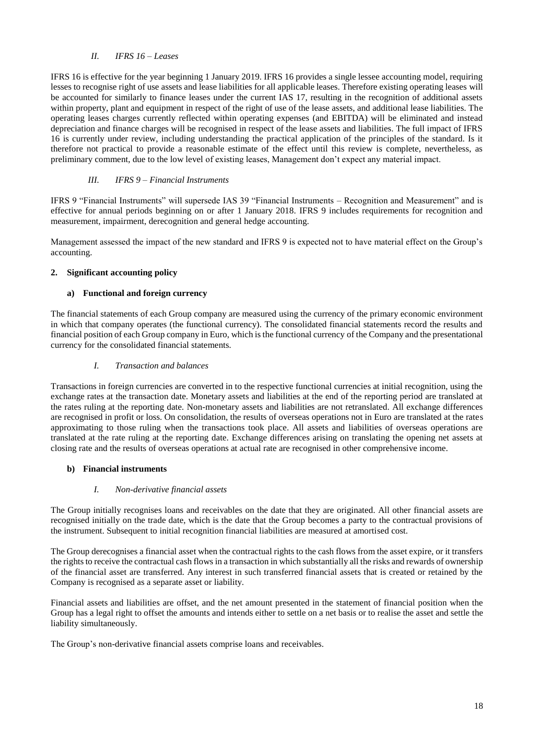### *II. IFRS 16 – Leases*

IFRS 16 is effective for the year beginning 1 January 2019. IFRS 16 provides a single lessee accounting model, requiring lesses to recognise right of use assets and lease liabilities for all applicable leases. Therefore existing operating leases will be accounted for similarly to finance leases under the current IAS 17, resulting in the recognition of additional assets within property, plant and equipment in respect of the right of use of the lease assets, and additional lease liabilities. The operating leases charges currently reflected within operating expenses (and EBITDA) will be eliminated and instead depreciation and finance charges will be recognised in respect of the lease assets and liabilities. The full impact of IFRS 16 is currently under review, including understanding the practical application of the principles of the standard. Is it therefore not practical to provide a reasonable estimate of the effect until this review is complete, nevertheless, as preliminary comment, due to the low level of existing leases, Management don't expect any material impact.

### *III. IFRS 9 – Financial Instruments*

IFRS 9 "Financial Instruments" will supersede IAS 39 "Financial Instruments – Recognition and Measurement" and is effective for annual periods beginning on or after 1 January 2018. IFRS 9 includes requirements for recognition and measurement, impairment, derecognition and general hedge accounting.

Management assessed the impact of the new standard and IFRS 9 is expected not to have material effect on the Group's accounting.

## 2. Significant accounting policy

### a) Functional and foreign currency

The financial statements of each Group company are measured using the currency of the primary economic environment in which that company operates (the functional currency). The consolidated financial statements record the results and financial position of each Group company in Euro, which is the functional currency of the Company and the presentational currency for the consolidated financial statements.

#### *I. Transaction and balances*

Transactions in foreign currencies are converted in to the respective functional currencies at initial recognition, using the exchange rates at the transaction date. Monetary assets and liabilities at the end of the reporting period are translated at the rates ruling at the reporting date. Non-monetary assets and liabilities are not retranslated. All exchange differences are recognised in profit or loss. On consolidation, the results of overseas operations not in Euro are translated at the rates approximating to those ruling when the transactions took place. All assets and liabilities of overseas operations are translated at the rate ruling at the reporting date. Exchange differences arising on translating the opening net assets at closing rate and the results of overseas operations at actual rate are recognised in other comprehensive income.

### b) Financial instruments

#### *I. Non-derivative financial assets*

The Group initially recognises loans and receivables on the date that they are originated. All other financial assets are recognised initially on the trade date, which is the date that the Group becomes a party to the contractual provisions of the instrument. Subsequent to initial recognition financial liabilities are measured at amortised cost.

The Group derecognises a financial asset when the contractual rights to the cash flows from the asset expire, or it transfers the rights to receive the contractual cash flows in a transaction in which substantially all the risks and rewards of ownership of the financial asset are transferred. Any interest in such transferred financial assets that is created or retained by the Company is recognised as a separate asset or liability.

Financial assets and liabilities are offset, and the net amount presented in the statement of financial position when the Group has a legal right to offset the amounts and intends either to settle on a net basis or to realise the asset and settle the liability simultaneously.

The Group's non-derivative financial assets comprise loans and receivables.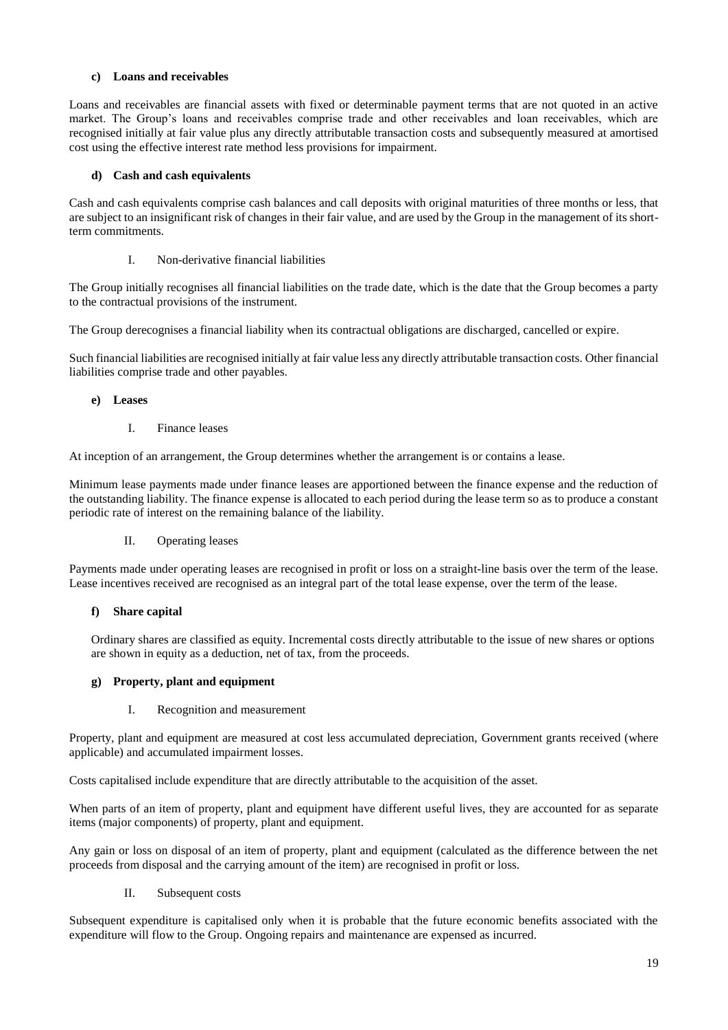#### c) Loans and receivables

Loans and receivables are financial assets with fixed or determinable payment terms that are not quoted in an active market. The Group's loans and receivables comprise trade and other receivables and loan receivables, which are recognised initially at fair value plus any directly attributable transaction costs and subsequently measured at amortised cost using the effective interest rate method less provisions for impairment.

#### d) Cash and cash equivalents

Cash and cash equivalents comprise cash balances and call deposits with original maturities of three months or less, that are subject to an insignificant risk of changes in their fair value, and are used by the Group in the management of its short-term commitments.

I. Non-derivative financial liabilities

The Group initially recognises all financial liabilities on the trade date, which is the date that the Group becomes a party to the contractual provisions of the instrument.

The Group derecognises a financial liability when its contractual obligations are discharged, cancelled or expire.

Such financial liabilities are recognised initially at fair value less any directly attributable transaction costs. Other financial liabilities comprise trade and other payables.

#### e) Leases

I. Finance leases

At inception of an arrangement, the Group determines whether the arrangement is or contains a lease.

Minimum lease payments made under finance leases are apportioned between the finance expense and the reduction of the outstanding liability. The finance expense is allocated to each period during the lease term so as to produce a constant periodic rate of interest on the remaining balance of the liability.

II. Operating leases

Payments made under operating leases are recognised in profit or loss on a straight-line basis over the term of the lease. Lease incentives received are recognised as an integral part of the total lease expense, over the term of the lease.

#### f) Share capital

Ordinary shares are classified as equity. Incremental costs directly attributable to the issue of new shares or options are shown in equity as a deduction, net of tax, from the proceeds.

#### g) Property, plant and equipment

I. Recognition and measurement

Property, plant and equipment are measured at cost less accumulated depreciation, Government grants received (where applicable) and accumulated impairment losses.

Costs capitalised include expenditure that are directly attributable to the acquisition of the asset.

When parts of an item of property, plant and equipment have different useful lives, they are accounted for as separate items (major components) of property, plant and equipment.

Any gain or loss on disposal of an item of property, plant and equipment (calculated as the difference between the net proceeds from disposal and the carrying amount of the item) are recognised in profit or loss.

II. Subsequent costs

Subsequent expenditure is capitalised only when it is probable that the future economic benefits associated with the expenditure will flow to the Group. Ongoing repairs and maintenance are expensed as incurred.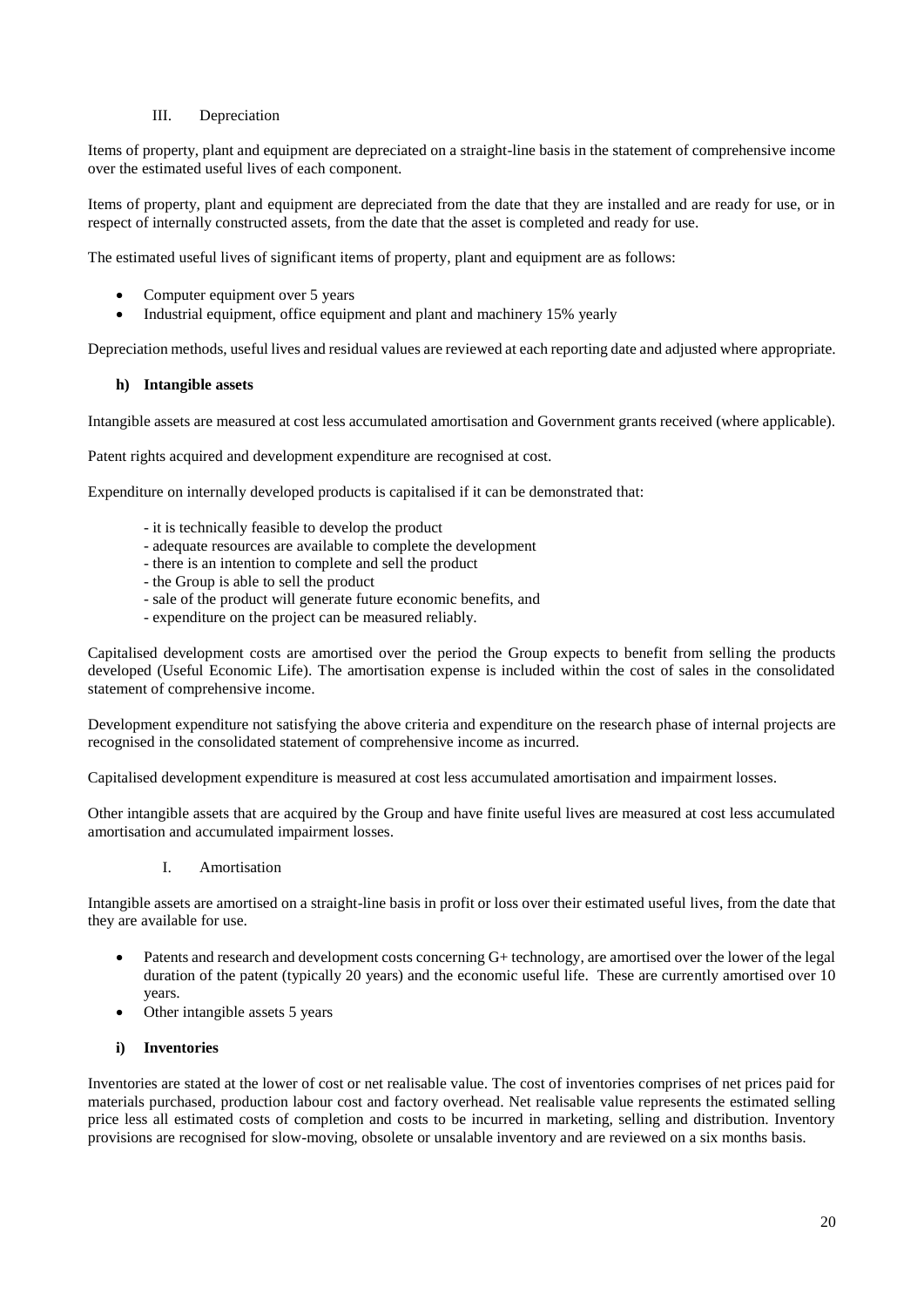III. Depreciation

Items of property, plant and equipment are depreciated on a straight-line basis in the statement of comprehensive income over the estimated useful lives of each component.

Items of property, plant and equipment are depreciated from the date that they are installed and are ready for use, or in respect of internally constructed assets, from the date that the asset is completed and ready for use.

The estimated useful lives of significant items of property, plant and equipment are as follows:

- Computer equipment over 5 years
- Industrial equipment, office equipment and plant and machinery 15% yearly

Depreciation methods, useful lives and residual values are reviewed at each reporting date and adjusted where appropriate.

**h) Intangible assets**

Intangible assets are measured at cost less accumulated amortisation and Government grants received (where applicable).

Patent rights acquired and development expenditure are recognised at cost.

Expenditure on internally developed products is capitalised if it can be demonstrated that:

- it is technically feasible to develop the product
- adequate resources are available to complete the development
- there is an intention to complete and sell the product
- the Group is able to sell the product
- sale of the product will generate future economic benefits, and
- expenditure on the project can be measured reliably.

Capitalised development costs are amortised over the period the Group expects to benefit from selling the products developed (Useful Economic Life). The amortisation expense is included within the cost of sales in the consolidated statement of comprehensive income.

Development expenditure not satisfying the above criteria and expenditure on the research phase of internal projects are recognised in the consolidated statement of comprehensive income as incurred.

Capitalised development expenditure is measured at cost less accumulated amortisation and impairment losses.

Other intangible assets that are acquired by the Group and have finite useful lives are measured at cost less accumulated amortisation and accumulated impairment losses.

I. Amortisation

Intangible assets are amortised on a straight-line basis in profit or loss over their estimated useful lives, from the date that they are available for use.

- Patents and research and development costs concerning G+ technology, are amortised over the lower of the legal duration of the patent (typically 20 years) and the economic useful life. These are currently amortised over 10 years.
- Other intangible assets 5 years

**i) Inventories**

Inventories are stated at the lower of cost or net realisable value. The cost of inventories comprises of net prices paid for materials purchased, production labour cost and factory overhead. Net realisable value represents the estimated selling price less all estimated costs of completion and costs to be incurred in marketing, selling and distribution. Inventory provisions are recognised for slow-moving, obsolete or unsalable inventory and are reviewed on a six months basis.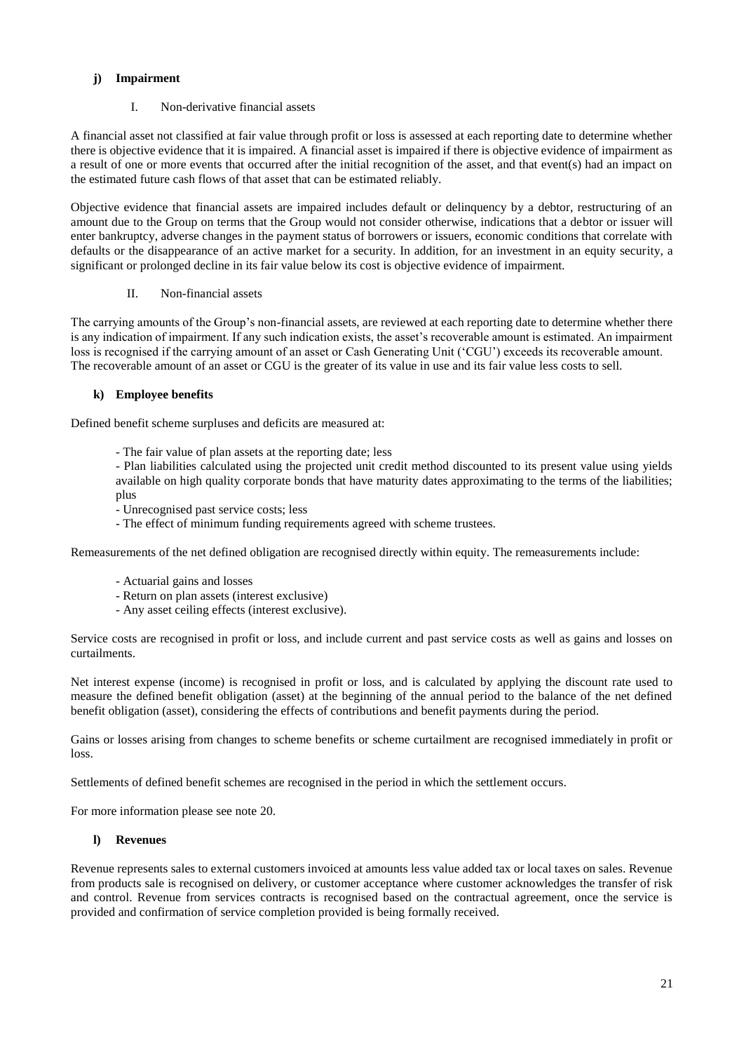#### j) Impairment

I. Non-derivative financial assets

A financial asset not classified at fair value through profit or loss is assessed at each reporting date to determine whether there is objective evidence that it is impaired. A financial asset is impaired if there is objective evidence of impairment as a result of one or more events that occurred after the initial recognition of the asset, and that event(s) had an impact on the estimated future cash flows of that asset that can be estimated reliably.

Objective evidence that financial assets are impaired includes default or delinquency by a debtor, restructuring of an amount due to the Group on terms that the Group would not consider otherwise, indications that a debtor or issuer will enter bankruptcy, adverse changes in the payment status of borrowers or issuers, economic conditions that correlate with defaults or the disappearance of an active market for a security. In addition, for an investment in an equity security, a significant or prolonged decline in its fair value below its cost is objective evidence of impairment.

II. Non-financial assets

The carrying amounts of the Group's non-financial assets, are reviewed at each reporting date to determine whether there is any indication of impairment. If any such indication exists, the asset's recoverable amount is estimated. An impairment loss is recognised if the carrying amount of an asset or Cash Generating Unit ('CGU') exceeds its recoverable amount. The recoverable amount of an asset or CGU is the greater of its value in use and its fair value less costs to sell.

#### k) Employee benefits

Defined benefit scheme surpluses and deficits are measured at:

- The fair value of plan assets at the reporting date; less
- Plan liabilities calculated using the projected unit credit method discounted to its present value using yields available on high quality corporate bonds that have maturity dates approximating to the terms of the liabilities; plus
- Unrecognised past service costs; less
- The effect of minimum funding requirements agreed with scheme trustees.

Remeasurements of the net defined obligation are recognised directly within equity. The remeasurements include:

- Actuarial gains and losses
- Return on plan assets (interest exclusive)
- Any asset ceiling effects (interest exclusive).

Service costs are recognised in profit or loss, and include current and past service costs as well as gains and losses on curtailments.

Net interest expense (income) is recognised in profit or loss, and is calculated by applying the discount rate used to measure the defined benefit obligation (asset) at the beginning of the annual period to the balance of the net defined benefit obligation (asset), considering the effects of contributions and benefit payments during the period.

Gains or losses arising from changes to scheme benefits or scheme curtailment are recognised immediately in profit or loss.

Settlements of defined benefit schemes are recognised in the period in which the settlement occurs.

For more information please see note 20.

#### l) Revenues

Revenue represents sales to external customers invoiced at amounts less value added tax or local taxes on sales. Revenue from products sale is recognised on delivery, or customer acceptance where customer acknowledges the transfer of risk and control. Revenue from services contracts is recognised based on the contractual agreement, once the service is provided and confirmation of service completion provided is being formally received.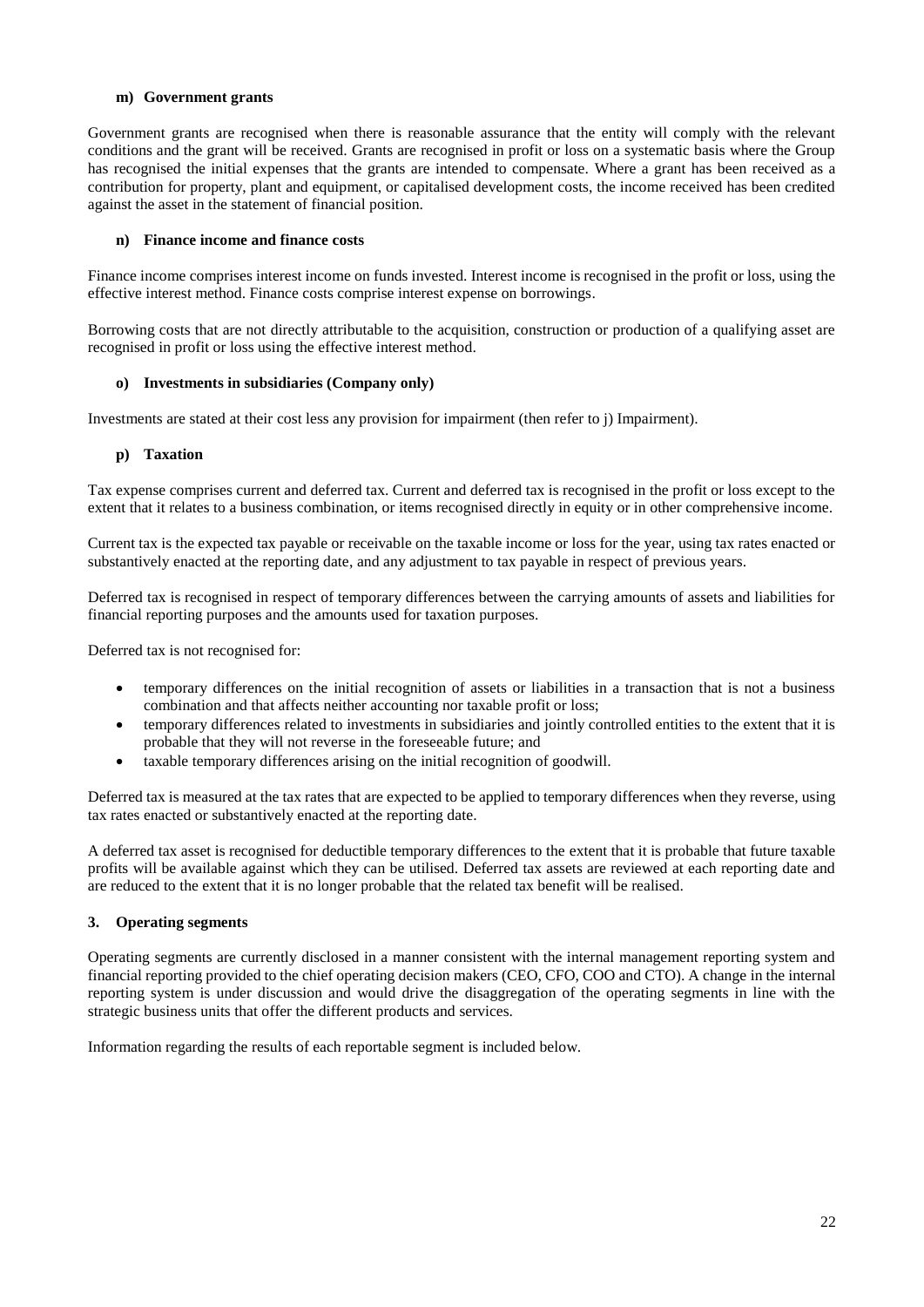#### m) Government grants

Government grants are recognised when there is reasonable assurance that the entity will comply with the relevant conditions and the grant will be received. Grants are recognised in profit or loss on a systematic basis where the Group has recognised the initial expenses that the grants are intended to compensate. Where a grant has been received as a contribution for property, plant and equipment, or capitalised development costs, the income received has been credited against the asset in the statement of financial position.

#### n) Finance income and finance costs

Finance income comprises interest income on funds invested. Interest income is recognised in the profit or loss, using the effective interest method. Finance costs comprise interest expense on borrowings.

Borrowing costs that are not directly attributable to the acquisition, construction or production of a qualifying asset are recognised in profit or loss using the effective interest method.

#### o) Investments in subsidiaries (Company only)

Investments are stated at their cost less any provision for impairment (then refer to j) Impairment).

#### p) Taxation

Tax expense comprises current and deferred tax. Current and deferred tax is recognised in the profit or loss except to the extent that it relates to a business combination, or items recognised directly in equity or in other comprehensive income.

Current tax is the expected tax payable or receivable on the taxable income or loss for the year, using tax rates enacted or substantively enacted at the reporting date, and any adjustment to tax payable in respect of previous years.

Deferred tax is recognised in respect of temporary differences between the carrying amounts of assets and liabilities for financial reporting purposes and the amounts used for taxation purposes.

Deferred tax is not recognised for:

- temporary differences on the initial recognition of assets or liabilities in a transaction that is not a business combination and that affects neither accounting nor taxable profit or loss;
- temporary differences related to investments in subsidiaries and jointly controlled entities to the extent that it is probable that they will not reverse in the foreseeable future; and
- taxable temporary differences arising on the initial recognition of goodwill.

Deferred tax is measured at the tax rates that are expected to be applied to temporary differences when they reverse, using tax rates enacted or substantively enacted at the reporting date.

A deferred tax asset is recognised for deductible temporary differences to the extent that it is probable that future taxable profits will be available against which they can be utilised. Deferred tax assets are reviewed at each reporting date and are reduced to the extent that it is no longer probable that the related tax benefit will be realised.

### 3. Operating segments

Operating segments are currently disclosed in a manner consistent with the internal management reporting system and financial reporting provided to the chief operating decision makers (CEO, CFO, COO and CTO). A change in the internal reporting system is under discussion and would drive the disaggregation of the operating segments in line with the strategic business units that offer the different products and services.

Information regarding the results of each reportable segment is included below.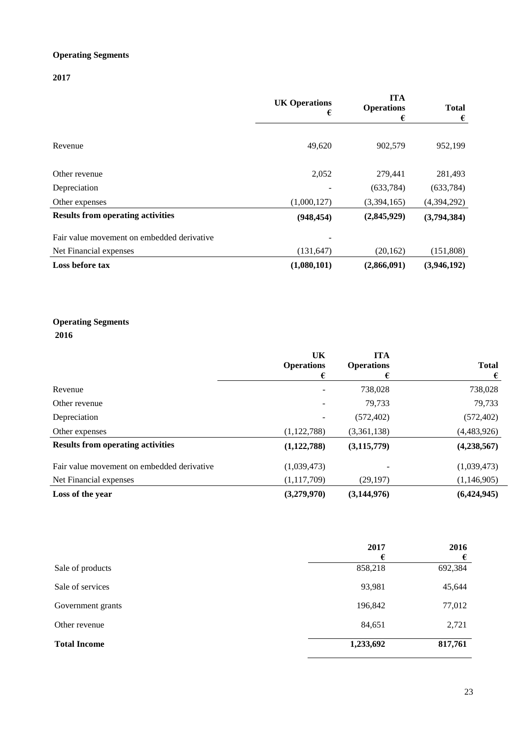**Operating Segments**

**2017**

| | UK Operations € | ITA Operations € | Total € |
|---|---|---|---|
| Revenue | 49,620 | 902,579 | 952,199 |
| Other revenue | 2,052 | 279,441 | 281,493 |
| Depreciation | - | (633,784) | (633,784) |
| Other expenses | (1,000,127) | (3,394,165) | (4,394,292) |
| **Results from operating activities** | **(948,454)** | **(2,845,929)** | **(3,794,384)** |
| Fair value movement on embedded derivative | - | | |
| Net Financial expenses | (131,647) | (20,162) | (151,808) |
| **Loss before tax** | **(1,080,101)** | **(2,866,091)** | **(3,946,192)** |

**Operating Segments**

**2016**

| | UK Operations € | ITA Operations € | Total € |
|---|---|---|---|
| Revenue | - | 738,028 | 738,028 |
| Other revenue | - | 79,733 | 79,733 |
| Depreciation | - | (572,402) | (572,402) |
| Other expenses | (1,122,788) | (3,361,138) | (4,483,926) |
| **Results from operating activities** | **(1,122,788)** | **(3,115,779)** | **(4,238,567)** |
| Fair value movement on embedded derivative | (1,039,473) | - | (1,039,473) |
| Net Financial expenses | (1,117,709) | (29,197) | (1,146,905) |
| **Loss of the year** | **(3,279,970)** | **(3,144,976)** | **(6,424,945)** |

| | 2017 € | 2016 € |
|---|---|---|
| Sale of products | 858,218 | 692,384 |
| Sale of services | 93,981 | 45,644 |
| Government grants | 196,842 | 77,012 |
| Other revenue | 84,651 | 2,721 |
| **Total Income** | **1,233,692** | **817,761** |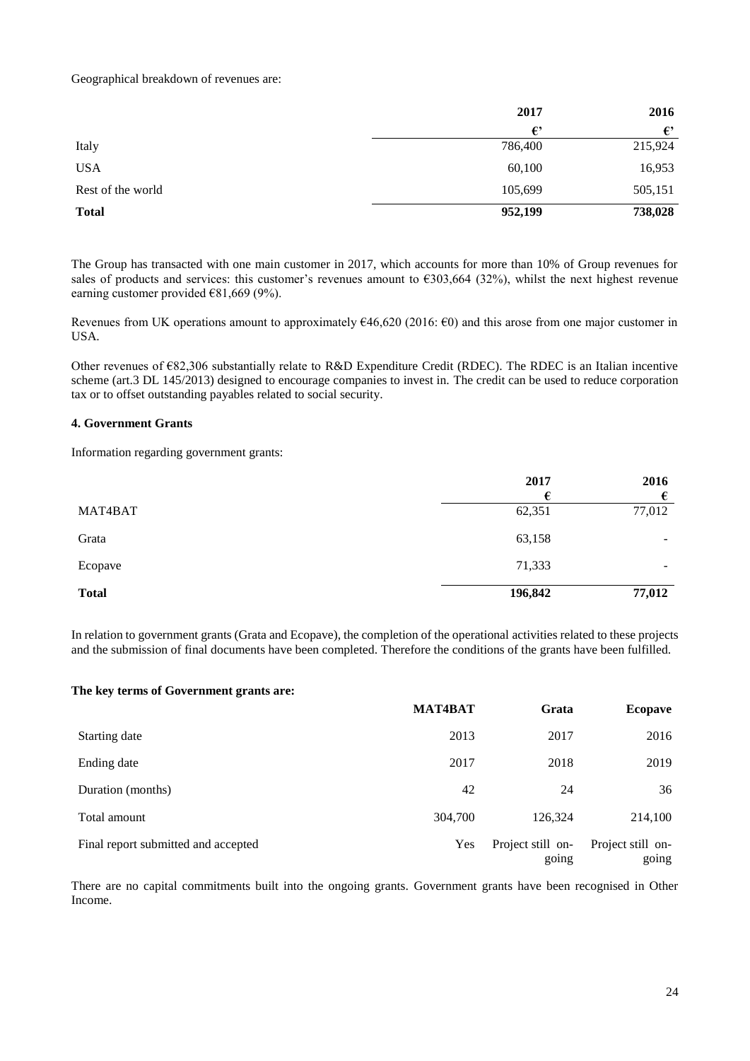Geographical breakdown of revenues are:

| | 2017 | 2016 |
|---|---|---|
| | €' | €' |
| Italy | 786,400 | 215,924 |
| USA | 60,100 | 16,953 |
| Rest of the world | 105,699 | 505,151 |
| **Total** | **952,199** | **738,028** |

The Group has transacted with one main customer in 2017, which accounts for more than 10% of Group revenues for sales of products and services: this customer's revenues amount to €303,664 (32%), whilst the next highest revenue earning customer provided €81,669 (9%).

Revenues from UK operations amount to approximately €46,620 (2016: €0) and this arose from one major customer in USA.

Other revenues of €82,306 substantially relate to R&D Expenditure Credit (RDEC). The RDEC is an Italian incentive scheme (art.3 DL 145/2013) designed to encourage companies to invest in. The credit can be used to reduce corporation tax or to offset outstanding payables related to social security.

#### 4. Government Grants

Information regarding government grants:

| | 2017 | 2016 |
|---|---|---|
| | € | € |
| MAT4BAT | 62,351 | 77,012 |
| Grata | 63,158 | - |
| Ecopave | 71,333 | - |
| **Total** | **196,842** | **77,012** |

In relation to government grants (Grata and Ecopave), the completion of the operational activities related to these projects and the submission of final documents have been completed. Therefore the conditions of the grants have been fulfilled.

**The key terms of Government grants are:**

| | MAT4BAT | Grata | Ecopave |
|---|---|---|---|
| Starting date | 2013 | 2017 | 2016 |
| Ending date | 2017 | 2018 | 2019 |
| Duration (months) | 42 | 24 | 36 |
| Total amount | 304,700 | 126,324 | 214,100 |
| Final report submitted and accepted | Yes | Project still on-going | Project still on-going |

There are no capital commitments built into the ongoing grants. Government grants have been recognised in Other Income.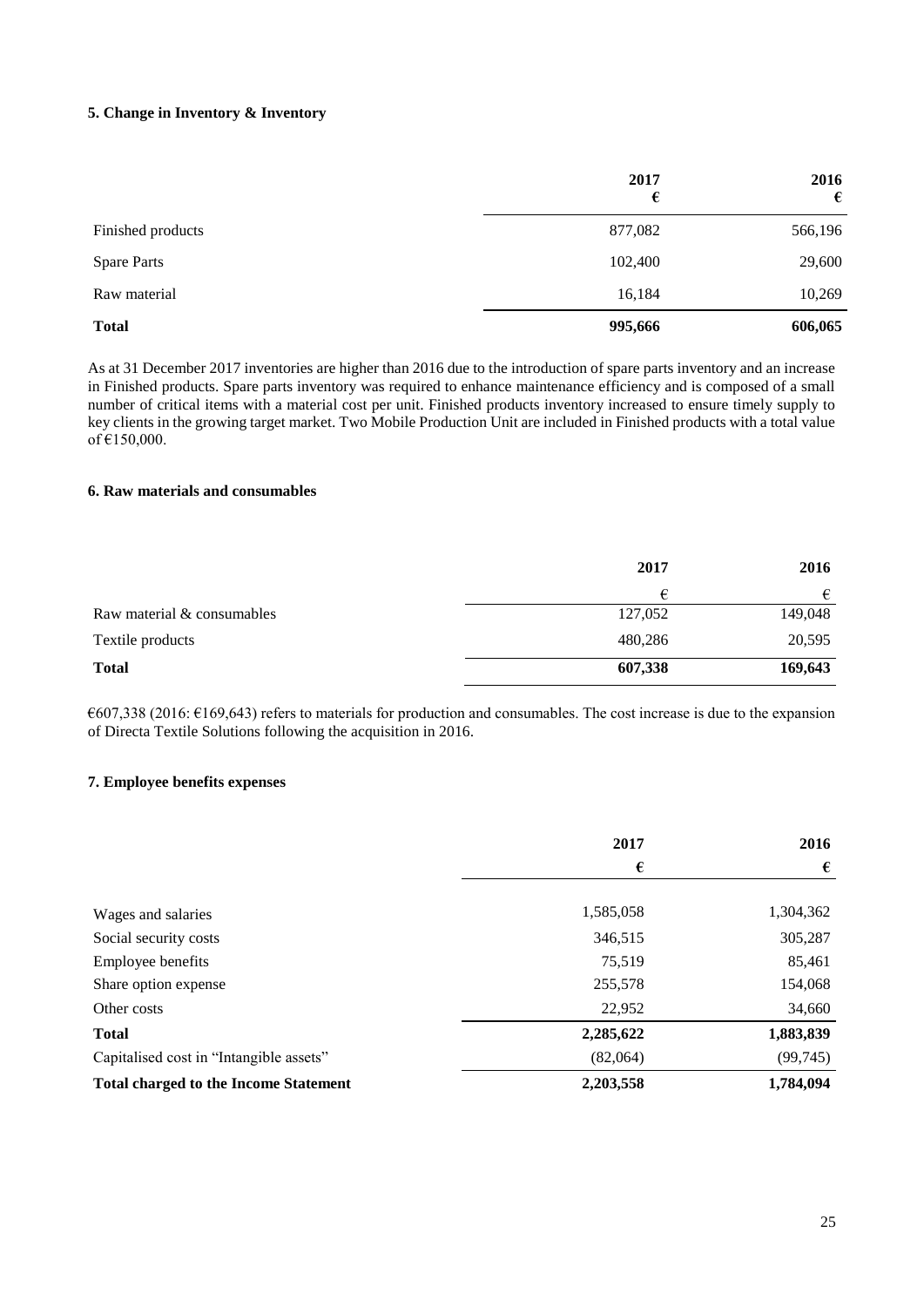### 5. Change in Inventory & Inventory

| | 2017<br>€ | 2016<br>€ |
|---|---|---|
| Finished products | 877,082 | 566,196 |
| Spare Parts | 102,400 | 29,600 |
| Raw material | 16,184 | 10,269 |
| **Total** | **995,666** | **606,065** |

As at 31 December 2017 inventories are higher than 2016 due to the introduction of spare parts inventory and an increase in Finished products. Spare parts inventory was required to enhance maintenance efficiency and is composed of a small number of critical items with a material cost per unit. Finished products inventory increased to ensure timely supply to key clients in the growing target market. Two Mobile Production Unit are included in Finished products with a total value of €150,000.

### 6. Raw materials and consumables

| | 2017 | 2016 |
|---|---|---|
| | € | € |
| Raw material & consumables | 127,052 | 149,048 |
| Textile products | 480,286 | 20,595 |
| **Total** | **607,338** | **169,643** |

€607,338 (2016: €169,643) refers to materials for production and consumables. The cost increase is due to the expansion of Directa Textile Solutions following the acquisition in 2016.

### 7. Employee benefits expenses

| | 2017 | 2016 |
|---|---|---|
| | € | € |
| Wages and salaries | 1,585,058 | 1,304,362 |
| Social security costs | 346,515 | 305,287 |
| Employee benefits | 75,519 | 85,461 |
| Share option expense | 255,578 | 154,068 |
| Other costs | 22,952 | 34,660 |
| **Total** | **2,285,622** | **1,883,839** |
| Capitalised cost in "Intangible assets" | (82,064) | (99,745) |
| **Total charged to the Income Statement** | **2,203,558** | **1,784,094** |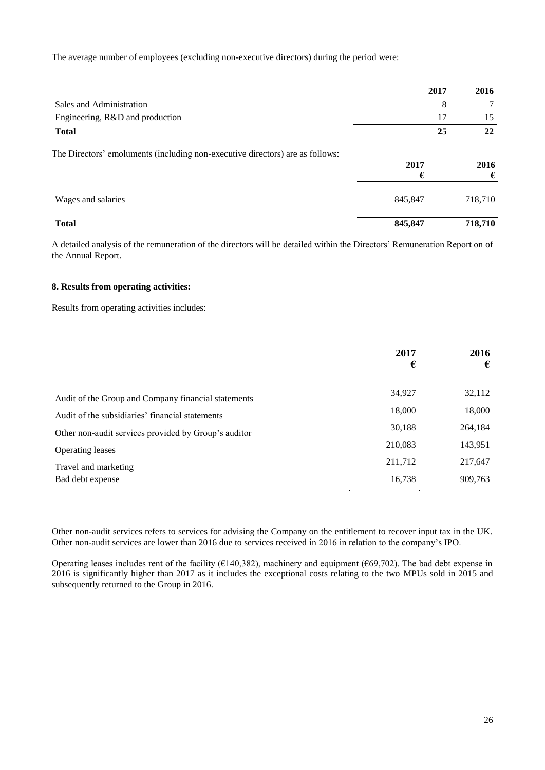The average number of employees (excluding non-executive directors) during the period were:

| | 2017 | 2016 |
|---|---|---|
| Sales and Administration | 8 | 7 |
| Engineering, R&D and production | 17 | 15 |
| **Total** | **25** | **22** |

The Directors' emoluments (including non-executive directors) are as follows:

| | 2017<br>€ | 2016<br>€ |
|---|---|---|
| Wages and salaries | 845,847 | 718,710 |
| **Total** | **845,847** | **718,710** |

A detailed analysis of the remuneration of the directors will be detailed within the Directors' Remuneration Report on of the Annual Report.

**8. Results from operating activities:**

Results from operating activities includes:

| | 2017<br>€ | 2016<br>€ |
|---|---|---|
| Audit of the Group and Company financial statements | 34,927 | 32,112 |
| Audit of the subsidiaries' financial statements | 18,000 | 18,000 |
| Other non-audit services provided by Group's auditor | 30,188 | 264,184 |
| Operating leases | 210,083 | 143,951 |
| Travel and marketing | 211,712 | 217,647 |
| Bad debt expense | 16,738 | 909,763 |

Other non-audit services refers to services for advising the Company on the entitlement to recover input tax in the UK. Other non-audit services are lower than 2016 due to services received in 2016 in relation to the company's IPO.

Operating leases includes rent of the facility (€140,382), machinery and equipment (€69,702). The bad debt expense in 2016 is significantly higher than 2017 as it includes the exceptional costs relating to the two MPUs sold in 2015 and subsequently returned to the Group in 2016.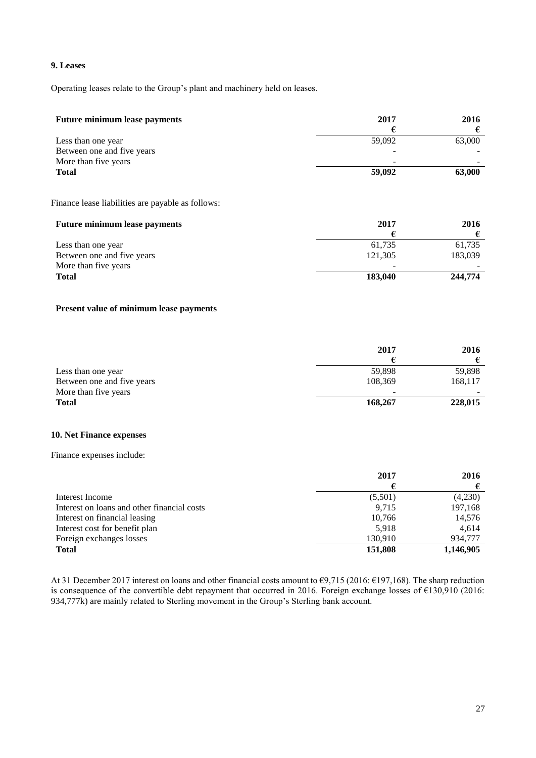## 9. Leases

Operating leases relate to the Group's plant and machinery held on leases.

| Future minimum lease payments | 2017 | 2016 |
|---|---|---|
| | € | € |
| Less than one year | 59,092 | 63,000 |
| Between one and five years | - | - |
| More than five years | - | - |
| **Total** | **59,092** | **63,000** |

Finance lease liabilities are payable as follows:

| Future minimum lease payments | 2017 | 2016 |
|---|---|---|
| | € | € |
| Less than one year | 61,735 | 61,735 |
| Between one and five years | 121,305 | 183,039 |
| More than five years | - | - |
| **Total** | **183,040** | **244,774** |

**Present value of minimum lease payments**

| | 2017 | 2016 |
|---|---|---|
| | € | € |
| Less than one year | 59,898 | 59,898 |
| Between one and five years | 108,369 | 168,117 |
| More than five years | - | - |
| **Total** | **168,267** | **228,015** |

## 10. Net Finance expenses

Finance expenses include:

| | 2017 | 2016 |
|---|---|---|
| | € | € |
| Interest Income | (5,501) | (4,230) |
| Interest on loans and other financial costs | 9,715 | 197,168 |
| Interest on financial leasing | 10,766 | 14,576 |
| Interest cost for benefit plan | 5,918 | 4,614 |
| Foreign exchanges losses | 130,910 | 934,777 |
| **Total** | **151,808** | **1,146,905** |

At 31 December 2017 interest on loans and other financial costs amount to €9,715 (2016: €197,168). The sharp reduction is consequence of the convertible debt repayment that occurred in 2016. Foreign exchange losses of €130,910 (2016: 934,777k) are mainly related to Sterling movement in the Group's Sterling bank account.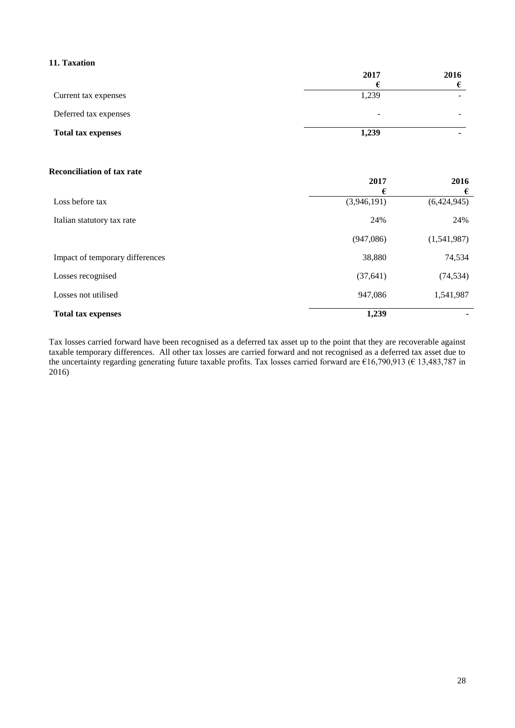### 11. Taxation

| | 2017 € | 2016 € |
|---|---|---|
| Current tax expenses | 1,239 | - |
| Deferred tax expenses | - | - |
| **Total tax expenses** | **1,239** | **-** |

**Reconciliation of tax rate**

| | 2017 € | 2016 € |
|---|---|---|
| Loss before tax | (3,946,191) | (6,424,945) |
| Italian statutory tax rate | 24% | 24% |
| | (947,086) | (1,541,987) |
| Impact of temporary differences | 38,880 | 74,534 |
| Losses recognised | (37,641) | (74,534) |
| Losses not utilised | 947,086 | 1,541,987 |
| **Total tax expenses** | **1,239** | **-** |

Tax losses carried forward have been recognised as a deferred tax asset up to the point that they are recoverable against taxable temporary differences. All other tax losses are carried forward and not recognised as a deferred tax asset due to the uncertainty regarding generating future taxable profits. Tax losses carried forward are €16,790,913 (€ 13,483,787 in 2016)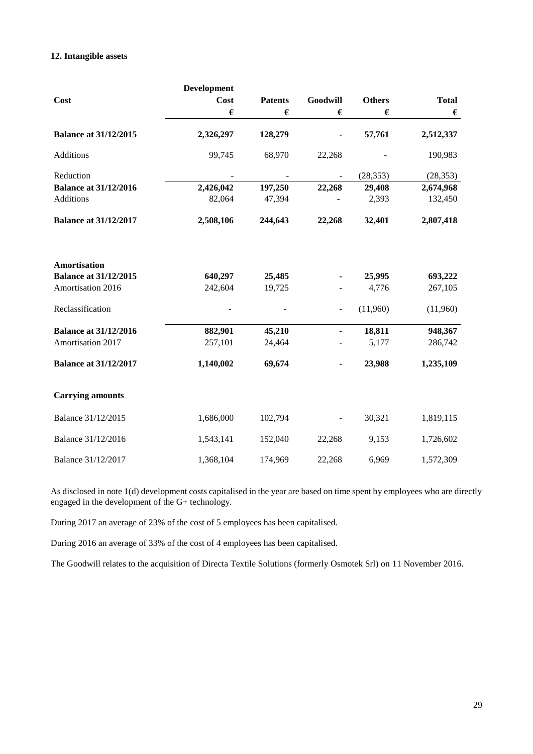**12. Intangible assets**

| Cost | Development Cost | Patents | Goodwill | Others | Total |
|---|---|---|---|---|---|
| | € | € | € | € | € |
| **Balance at 31/12/2015** | **2,326,297** | **128,279** | **-** | **57,761** | **2,512,337** |
| Additions | 99,745 | 68,970 | 22,268 | - | 190,983 |
| Reduction | - | - | - | (28,353) | (28,353) |
| **Balance at 31/12/2016** | **2,426,042** | **197,250** | **22,268** | **29,408** | **2,674,968** |
| Additions | 82,064 | 47,394 | - | 2,393 | 132,450 |
| **Balance at 31/12/2017** | **2,508,106** | **244,643** | **22,268** | **32,401** | **2,807,418** |
| | | | | | |
| **Amortisation** | | | | | |
| **Balance at 31/12/2015** | **640,297** | **25,485** | **-** | **25,995** | **693,222** |
| Amortisation 2016 | 242,604 | 19,725 | - | 4,776 | 267,105 |
| Reclassification | - | - | - | (11,960) | (11,960) |
| **Balance at 31/12/2016** | **882,901** | **45,210** | **-** | **18,811** | **948,367** |
| Amortisation 2017 | 257,101 | 24,464 | - | 5,177 | 286,742 |
| **Balance at 31/12/2017** | **1,140,002** | **69,674** | **-** | **23,988** | **1,235,109** |
| | | | | | |
| **Carrying amounts** | | | | | |
| Balance 31/12/2015 | 1,686,000 | 102,794 | - | 30,321 | 1,819,115 |
| Balance 31/12/2016 | 1,543,141 | 152,040 | 22,268 | 9,153 | 1,726,602 |
| Balance 31/12/2017 | 1,368,104 | 174,969 | 22,268 | 6,969 | 1,572,309 |

As disclosed in note 1(d) development costs capitalised in the year are based on time spent by employees who are directly engaged in the development of the G+ technology.

During 2017 an average of 23% of the cost of 5 employees has been capitalised.

During 2016 an average of 33% of the cost of 4 employees has been capitalised.

The Goodwill relates to the acquisition of Directa Textile Solutions (formerly Osmotek Srl) on 11 November 2016.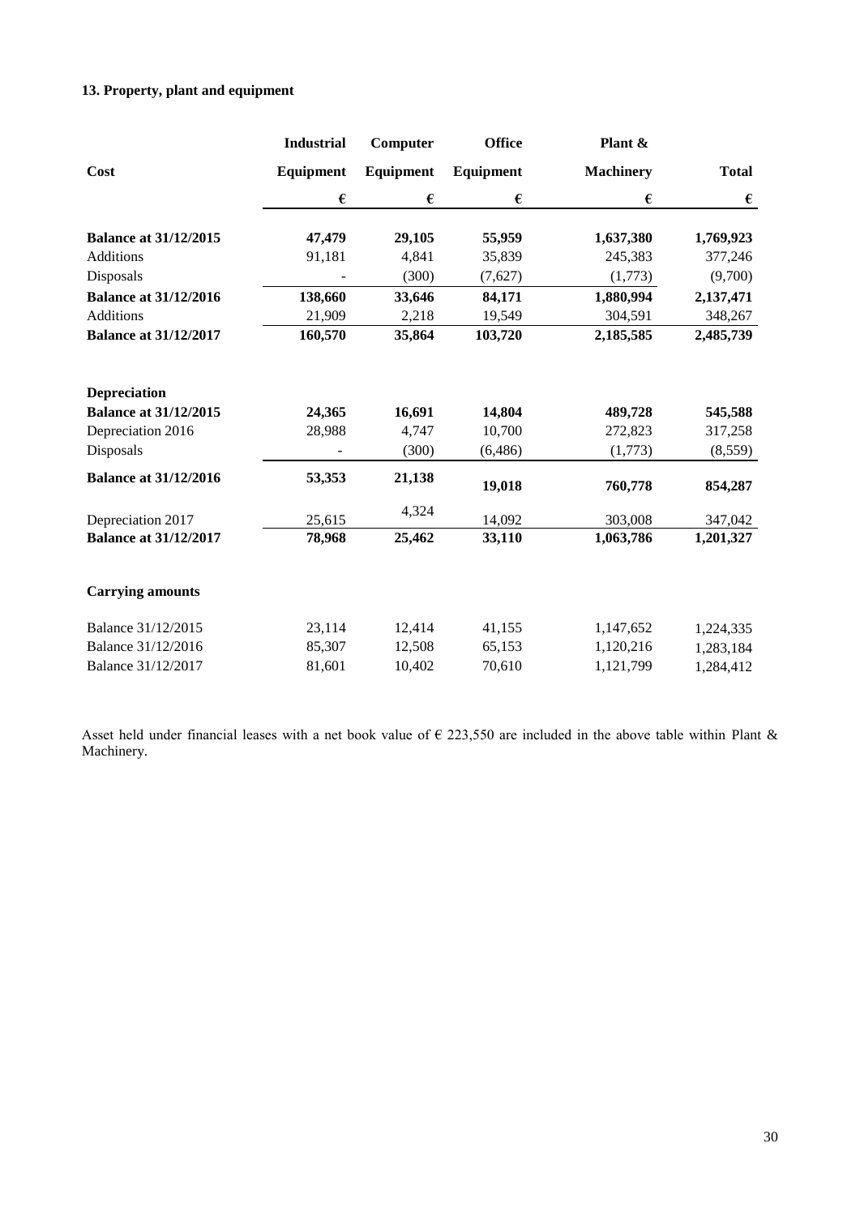### 13. Property, plant and equipment

| Cost | Industrial Equipment | Computer Equipment | Office Equipment | Plant & Machinery | Total |
|---|---|---|---|---|---|
| | € | € | € | € | € |
| **Balance at 31/12/2015** | **47,479** | **29,105** | **55,959** | **1,637,380** | **1,769,923** |
| Additions | 91,181 | 4,841 | 35,839 | 245,383 | 377,246 |
| Disposals | - | (300) | (7,627) | (1,773) | (9,700) |
| **Balance at 31/12/2016** | **138,660** | **33,646** | **84,171** | **1,880,994** | **2,137,471** |
| Additions | 21,909 | 2,218 | 19,549 | 304,591 | 348,267 |
| **Balance at 31/12/2017** | **160,570** | **35,864** | **103,720** | **2,185,585** | **2,485,739** |
| | | | | | |
| **Depreciation** | | | | | |
| **Balance at 31/12/2015** | **24,365** | **16,691** | **14,804** | **489,728** | **545,588** |
| Depreciation 2016 | 28,988 | 4,747 | 10,700 | 272,823 | 317,258 |
| Disposals | - | (300) | (6,486) | (1,773) | (8,559) |
| **Balance at 31/12/2016** | **53,353** | **21,138** | **19,018** | **760,778** | **854,287** |
| Depreciation 2017 | 25,615 | 4,324 | 14,092 | 303,008 | 347,042 |
| **Balance at 31/12/2017** | **78,968** | **25,462** | **33,110** | **1,063,786** | **1,201,327** |
| | | | | | |
| **Carrying amounts** | | | | | |
| Balance 31/12/2015 | 23,114 | 12,414 | 41,155 | 1,147,652 | 1,224,335 |
| Balance 31/12/2016 | 85,307 | 12,508 | 65,153 | 1,120,216 | 1,283,184 |
| Balance 31/12/2017 | 81,601 | 10,402 | 70,610 | 1,121,799 | 1,284,412 |

Asset held under financial leases with a net book value of € 223,550 are included in the above table within Plant & Machinery.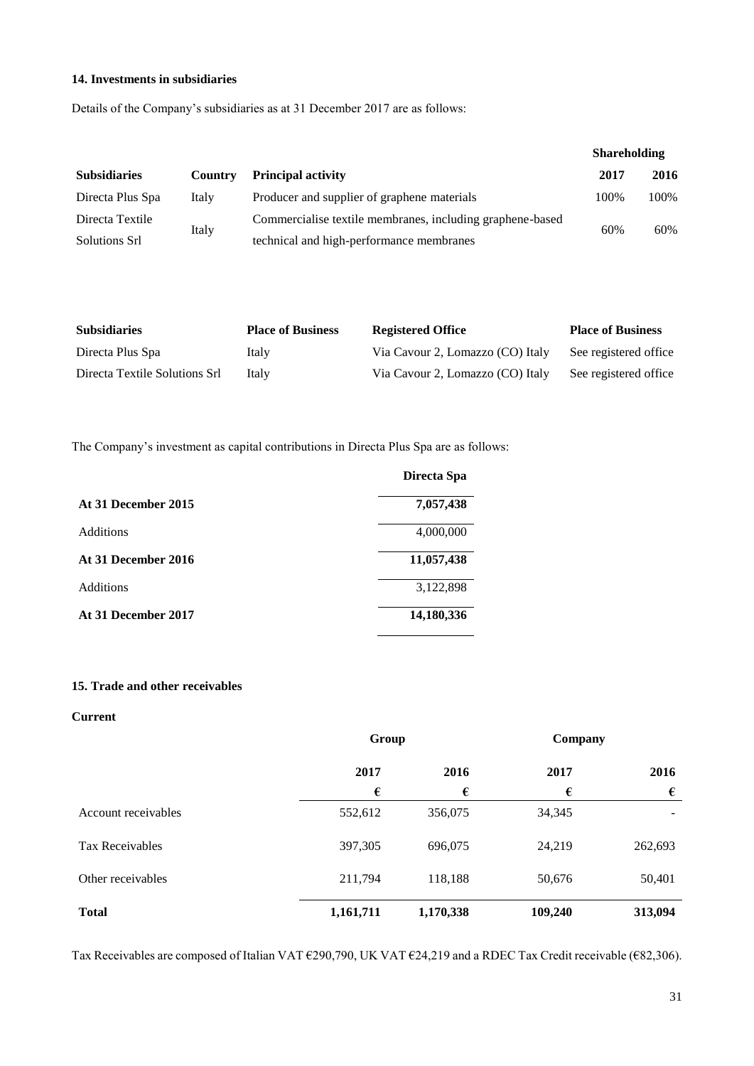### 14. Investments in subsidiaries

Details of the Company's subsidiaries as at 31 December 2017 are as follows:

| Subsidiaries | Country | Principal activity | Shareholding 2017 | Shareholding 2016 |
|---|---|---|---|---|
| Directa Plus Spa | Italy | Producer and supplier of graphene materials | 100% | 100% |
| Directa Textile Solutions Srl | Italy | Commercialise textile membranes, including graphene-based technical and high-performance membranes | 60% | 60% |

| Subsidiaries | Place of Business | Registered Office | Place of Business |
|---|---|---|---|
| Directa Plus Spa | Italy | Via Cavour 2, Lomazzo (CO) Italy | See registered office |
| Directa Textile Solutions Srl | Italy | Via Cavour 2, Lomazzo (CO) Italy | See registered office |

The Company's investment as capital contributions in Directa Plus Spa are as follows:

| | Directa Spa |
|---|---|
| **At 31 December 2015** | **7,057,438** |
| Additions | 4,000,000 |
| **At 31 December 2016** | **11,057,438** |
| Additions | 3,122,898 |
| **At 31 December 2017** | **14,180,336** |

### 15. Trade and other receivables

**Current**

| | Group | | Company | |
|---|---|---|---|---|
| | 2017 | 2016 | 2017 | 2016 |
| | € | € | € | € |
| Account receivables | 552,612 | 356,075 | 34,345 | - |
| Tax Receivables | 397,305 | 696,075 | 24,219 | 262,693 |
| Other receivables | 211,794 | 118,188 | 50,676 | 50,401 |
| **Total** | **1,161,711** | **1,170,338** | **109,240** | **313,094** |

Tax Receivables are composed of Italian VAT €290,790, UK VAT €24,219 and a RDEC Tax Credit receivable (€82,306).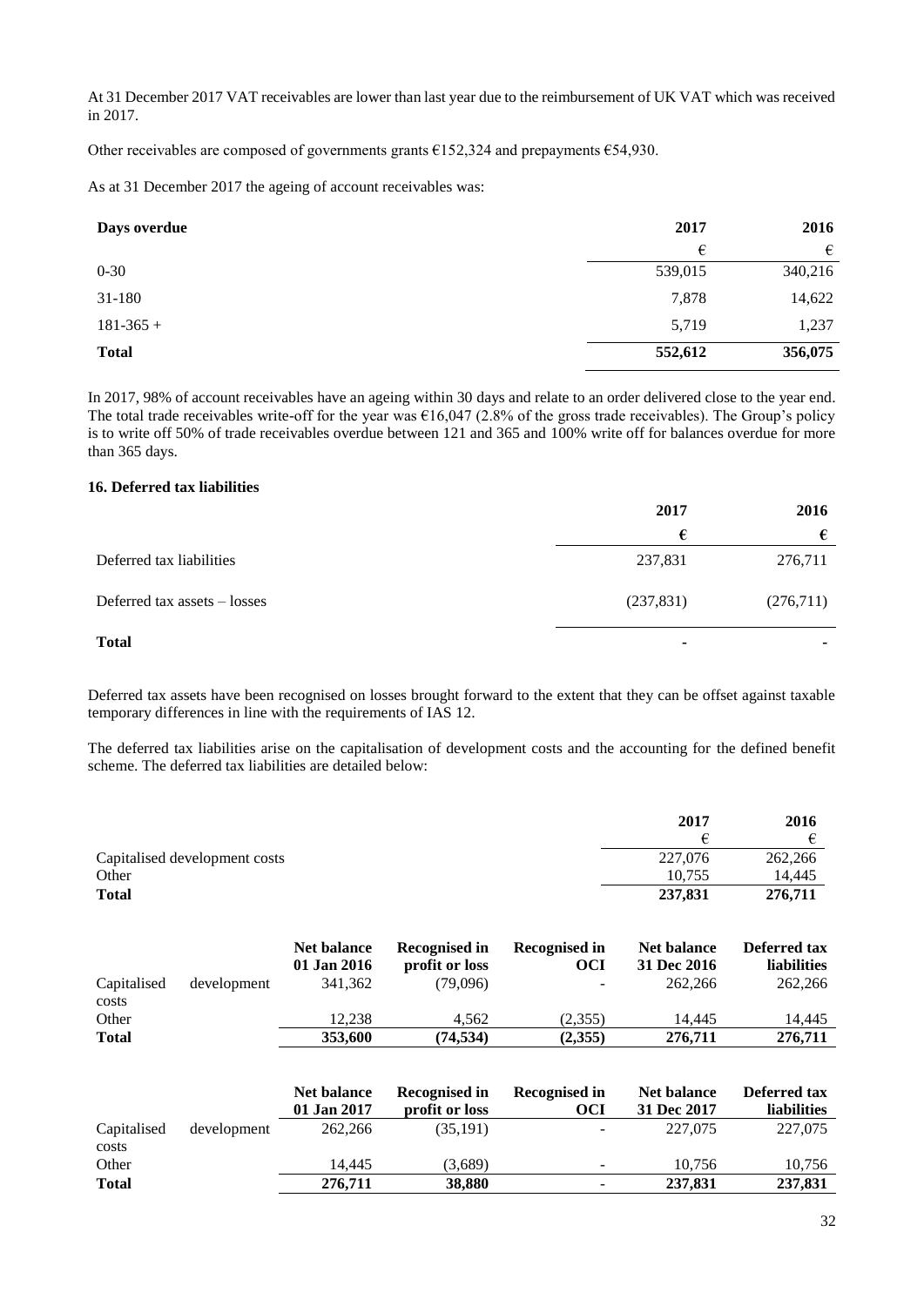At 31 December 2017 VAT receivables are lower than last year due to the reimbursement of UK VAT which was received in 2017.

Other receivables are composed of governments grants €152,324 and prepayments €54,930.

As at 31 December 2017 the ageing of account receivables was:

| Days overdue | 2017 | 2016 |
|---|---|---|
| | € | € |
| 0-30 | 539,015 | 340,216 |
| 31-180 | 7,878 | 14,622 |
| 181-365 + | 5,719 | 1,237 |
| **Total** | **552,612** | **356,075** |

In 2017, 98% of account receivables have an ageing within 30 days and relate to an order delivered close to the year end. The total trade receivables write-off for the year was €16,047 (2.8% of the gross trade receivables). The Group's policy is to write off 50% of trade receivables overdue between 121 and 365 and 100% write off for balances overdue for more than 365 days.

### 16. Deferred tax liabilities

| | 2017 | 2016 |
|---|---|---|
| | € | € |
| Deferred tax liabilities | 237,831 | 276,711 |
| Deferred tax assets – losses | (237,831) | (276,711) |
| **Total** | - | - |

Deferred tax assets have been recognised on losses brought forward to the extent that they can be offset against taxable temporary differences in line with the requirements of IAS 12.

The deferred tax liabilities arise on the capitalisation of development costs and the accounting for the defined benefit scheme. The deferred tax liabilities are detailed below:

| | 2017 | 2016 |
|---|---|---|
| | € | € |
| Capitalised development costs | 227,076 | 262,266 |
| Other | 10,755 | 14,445 |
| **Total** | **237,831** | **276,711** |

| | Net balance 01 Jan 2016 | Recognised in profit or loss | Recognised in OCI | Net balance 31 Dec 2016 | Deferred tax liabilities |
|---|---|---|---|---|---|
| Capitalised development costs | 341,362 | (79,096) | - | 262,266 | 262,266 |
| Other | 12,238 | 4,562 | (2,355) | 14,445 | 14,445 |
| **Total** | **353,600** | **(74,534)** | **(2,355)** | **276,711** | **276,711** |

| | Net balance 01 Jan 2017 | Recognised in profit or loss | Recognised in OCI | Net balance 31 Dec 2017 | Deferred tax liabilities |
|---|---|---|---|---|---|
| Capitalised development costs | 262,266 | (35,191) | - | 227,075 | 227,075 |
| Other | 14,445 | (3,689) | - | 10,756 | 10,756 |
| **Total** | **276,711** | **38,880** | - | **237,831** | **237,831** |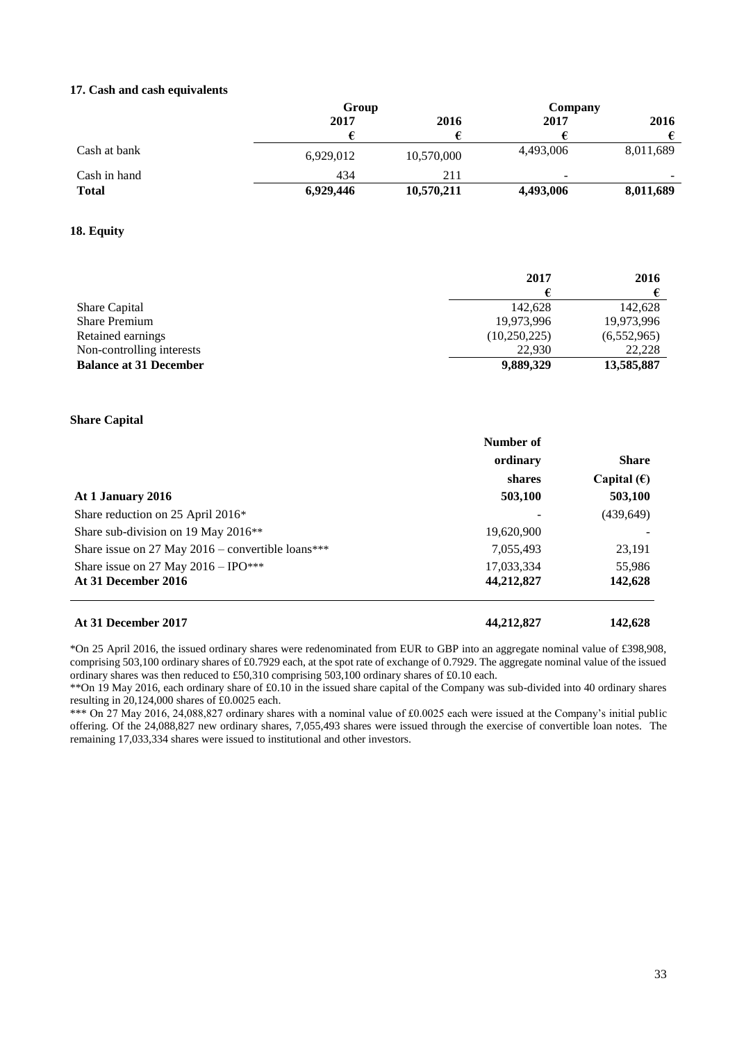### 17. Cash and cash equivalents

| | Group | | Company | |
|---|---|---|---|---|
| | 2017 | 2016 | 2017 | 2016 |
| | € | € | € | € |
| Cash at bank | 6,929,012 | 10,570,000 | 4,493,006 | 8,011,689 |
| Cash in hand | 434 | 211 | - | - |
| **Total** | **6,929,446** | **10,570,211** | **4,493,006** | **8,011,689** |

### 18. Equity

| | 2017 | 2016 |
|---|---|---|
| | € | € |
| Share Capital | 142,628 | 142,628 |
| Share Premium | 19,973,996 | 19,973,996 |
| Retained earnings | (10,250,225) | (6,552,965) |
| Non-controlling interests | 22,930 | 22,228 |
| **Balance at 31 December** | **9,889,329** | **13,585,887** |

**Share Capital**

| | Number of ordinary shares | Share Capital (€) |
|---|---|---|
| **At 1 January 2016** | **503,100** | **503,100** |
| Share reduction on 25 April 2016* | - | (439,649) |
| Share sub-division on 19 May 2016** | 19,620,900 | - |
| Share issue on 27 May 2016 – convertible loans*** | 7,055,493 | 23,191 |
| Share issue on 27 May 2016 – IPO*** | 17,033,334 | 55,986 |
| **At 31 December 2016** | **44,212,827** | **142,628** |
| **At 31 December 2017** | **44,212,827** | **142,628** |

*On 25 April 2016, the issued ordinary shares were redenominated from EUR to GBP into an aggregate nominal value of £398,908, comprising 503,100 ordinary shares of £0.7929 each, at the spot rate of exchange of 0.7929. The aggregate nominal value of the issued ordinary shares was then reduced to £50,310 comprising 503,100 ordinary shares of £0.10 each.

**On 19 May 2016, each ordinary share of £0.10 in the issued share capital of the Company was sub-divided into 40 ordinary shares resulting in 20,124,000 shares of £0.0025 each.

*** On 27 May 2016, 24,088,827 ordinary shares with a nominal value of £0.0025 each were issued at the Company's initial public offering. Of the 24,088,827 new ordinary shares, 7,055,493 shares were issued through the exercise of convertible loan notes. The remaining 17,033,334 shares were issued to institutional and other investors.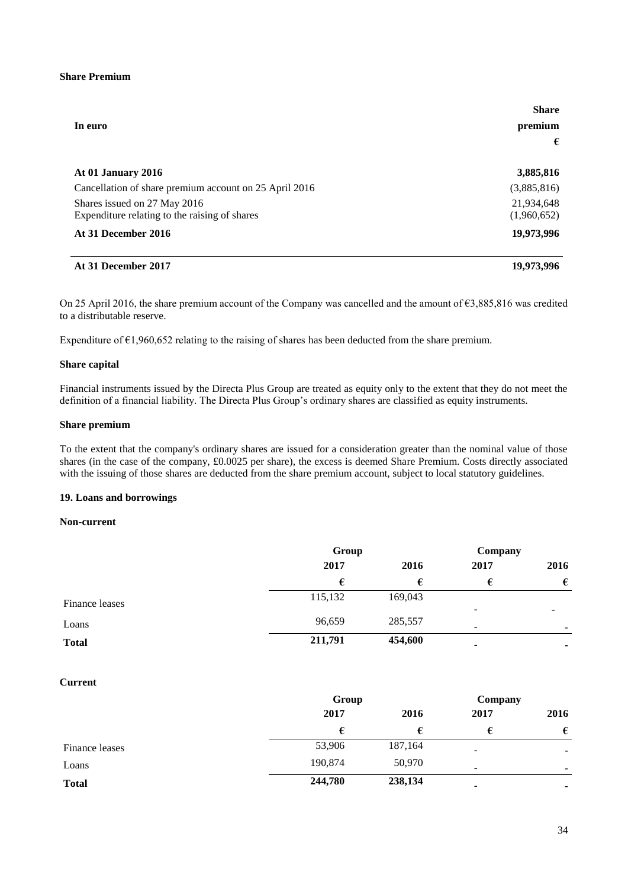**Share Premium**

| In euro | Share premium<br>€ |
|---|---|
| **At 01 January 2016** | **3,885,816** |
| Cancellation of share premium account on 25 April 2016 | (3,885,816) |
| Shares issued on 27 May 2016 | 21,934,648 |
| Expenditure relating to the raising of shares | (1,960,652) |
| **At 31 December 2016** | **19,973,996** |
| **At 31 December 2017** | **19,973,996** |

On 25 April 2016, the share premium account of the Company was cancelled and the amount of €3,885,816 was credited to a distributable reserve.

Expenditure of €1,960,652 relating to the raising of shares has been deducted from the share premium.

**Share capital**

Financial instruments issued by the Directa Plus Group are treated as equity only to the extent that they do not meet the definition of a financial liability. The Directa Plus Group's ordinary shares are classified as equity instruments.

**Share premium**

To the extent that the company's ordinary shares are issued for a consideration greater than the nominal value of those shares (in the case of the company, £0.0025 per share), the excess is deemed Share Premium. Costs directly associated with the issuing of those shares are deducted from the share premium account, subject to local statutory guidelines.

**19. Loans and borrowings**

**Non-current**

| | Group | | Company | |
|---|---|---|---|---|
| | 2017 | 2016 | 2017 | 2016 |
| | € | € | € | € |
| Finance leases | 115,132 | 169,043 | - | - |
| Loans | 96,659 | 285,557 | - | - |
| **Total** | **211,791** | **454,600** | **-** | **-** |

**Current**

| | Group | | Company | |
|---|---|---|---|---|
| | 2017 | 2016 | 2017 | 2016 |
| | € | € | € | € |
| Finance leases | 53,906 | 187,164 | - | - |
| Loans | 190,874 | 50,970 | - | - |
| **Total** | **244,780** | **238,134** | **-** | **-** |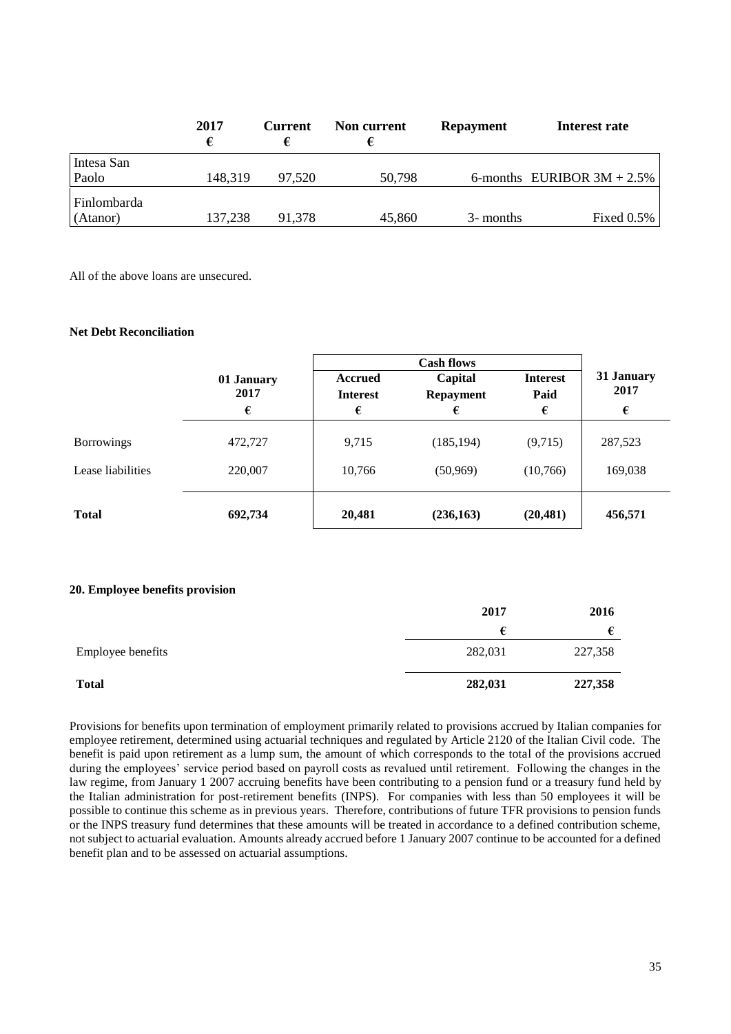| | 2017<br>€ | Current<br>€ | Non current<br>€ | Repayment | Interest rate |
|---|---|---|---|---|---|
| Intesa San Paolo | 148,319 | 97,520 | 50,798 | 6-months | EURIBOR 3M + 2.5% |
| Finlombarda (Atanor) | 137,238 | 91,378 | 45,860 | 3- months | Fixed 0.5% |

All of the above loans are unsecured.

**Net Debt Reconciliation**

| | 01 January 2017 | Cash flows | | | 31 January 2017 |
|---|---|---|---|---|---|
| | | Accrued Interest | Capital Repayment | Interest Paid | |
| | € | € | € | € | € |
| Borrowings | 472,727 | 9,715 | (185,194) | (9,715) | 287,523 |
| Lease liabilities | 220,007 | 10,766 | (50,969) | (10,766) | 169,038 |
| **Total** | **692,734** | **20,481** | **(236,163)** | **(20,481)** | **456,571** |

**20. Employee benefits provision**

| | 2017 | 2016 |
|---|---|---|
| | € | € |
| Employee benefits | 282,031 | 227,358 |
| **Total** | **282,031** | **227,358** |

Provisions for benefits upon termination of employment primarily related to provisions accrued by Italian companies for employee retirement, determined using actuarial techniques and regulated by Article 2120 of the Italian Civil code. The benefit is paid upon retirement as a lump sum, the amount of which corresponds to the total of the provisions accrued during the employees' service period based on payroll costs as revalued until retirement. Following the changes in the law regime, from January 1 2007 accruing benefits have been contributing to a pension fund or a treasury fund held by the Italian administration for post-retirement benefits (INPS). For companies with less than 50 employees it will be possible to continue this scheme as in previous years. Therefore, contributions of future TFR provisions to pension funds or the INPS treasury fund determines that these amounts will be treated in accordance to a defined contribution scheme, not subject to actuarial evaluation. Amounts already accrued before 1 January 2007 continue to be accounted for a defined benefit plan and to be assessed on actuarial assumptions.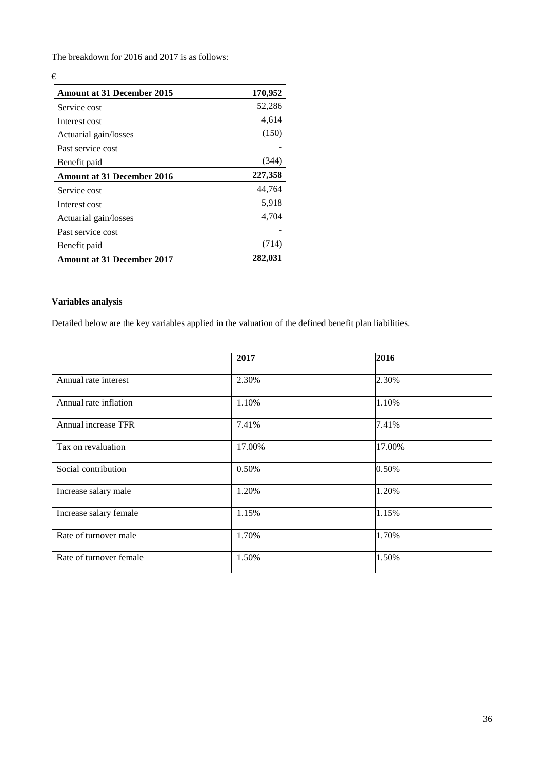The breakdown for 2016 and 2017 is as follows:

| € | |
|---|---|
| **Amount at 31 December 2015** | **170,952** |
| Service cost | 52,286 |
| Interest cost | 4,614 |
| Actuarial gain/losses | (150) |
| Past service cost | - |
| Benefit paid | (344) |
| **Amount at 31 December 2016** | **227,358** |
| Service cost | 44,764 |
| Interest cost | 5,918 |
| Actuarial gain/losses | 4,704 |
| Past service cost | - |
| Benefit paid | (714) |
| **Amount at 31 December 2017** | **282,031** |

**Variables analysis**

Detailed below are the key variables applied in the valuation of the defined benefit plan liabilities.

| | **2017** | **2016** |
|---|---|---|
| Annual rate interest | 2.30% | 2.30% |
| Annual rate inflation | 1.10% | 1.10% |
| Annual increase TFR | 7.41% | 7.41% |
| Tax on revaluation | 17.00% | 17.00% |
| Social contribution | 0.50% | 0.50% |
| Increase salary male | 1.20% | 1.20% |
| Increase salary female | 1.15% | 1.15% |
| Rate of turnover male | 1.70% | 1.70% |
| Rate of turnover female | 1.50% | 1.50% |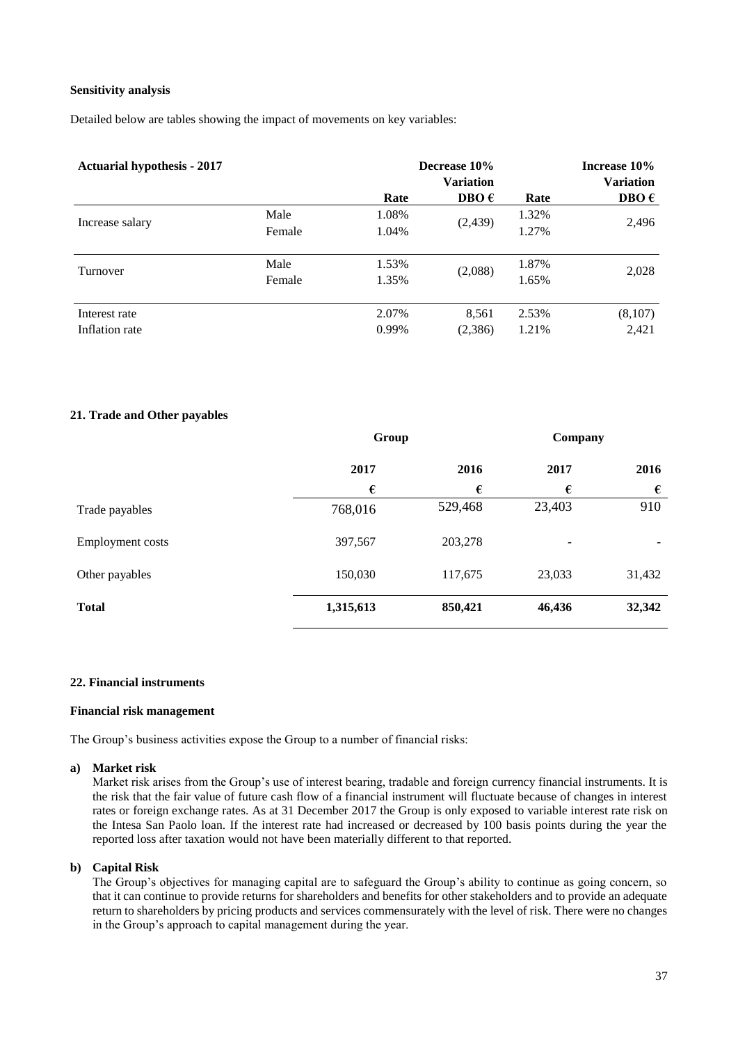**Sensitivity analysis**

Detailed below are tables showing the impact of movements on key variables:

| Actuarial hypothesis - 2017 | | Decrease 10% Variation | | Increase 10% Variation | |
|---|---|---|---|---|---|
| | | Rate | DBO € | Rate | DBO € |
| Increase salary | Male | 1.08% | (2,439) | 1.32% | 2,496 |
| | Female | 1.04% | | 1.27% | |
| Turnover | Male | 1.53% | (2,088) | 1.87% | 2,028 |
| | Female | 1.35% | | 1.65% | |
| Interest rate | | 2.07% | 8,561 | 2.53% | (8,107) |
| Inflation rate | | 0.99% | (2,386) | 1.21% | 2,421 |

**21. Trade and Other payables**

| | Group | | Company | |
|---|---|---|---|---|
| | 2017 | 2016 | 2017 | 2016 |
| | € | € | € | € |
| Trade payables | 768,016 | 529,468 | 23,403 | 910 |
| Employment costs | 397,567 | 203,278 | - | - |
| Other payables | 150,030 | 117,675 | 23,033 | 31,432 |
| **Total** | **1,315,613** | **850,421** | **46,436** | **32,342** |

**22. Financial instruments**

**Financial risk management**

The Group's business activities expose the Group to a number of financial risks:

**a) Market risk**

Market risk arises from the Group's use of interest bearing, tradable and foreign currency financial instruments. It is the risk that the fair value of future cash flow of a financial instrument will fluctuate because of changes in interest rates or foreign exchange rates. As at 31 December 2017 the Group is only exposed to variable interest rate risk on the Intesa San Paolo loan. If the interest rate had increased or decreased by 100 basis points during the year the reported loss after taxation would not have been materially different to that reported.

**b) Capital Risk**

The Group's objectives for managing capital are to safeguard the Group's ability to continue as going concern, so that it can continue to provide returns for shareholders and benefits for other stakeholders and to provide an adequate return to shareholders by pricing products and services commensurately with the level of risk. There were no changes in the Group's approach to capital management during the year.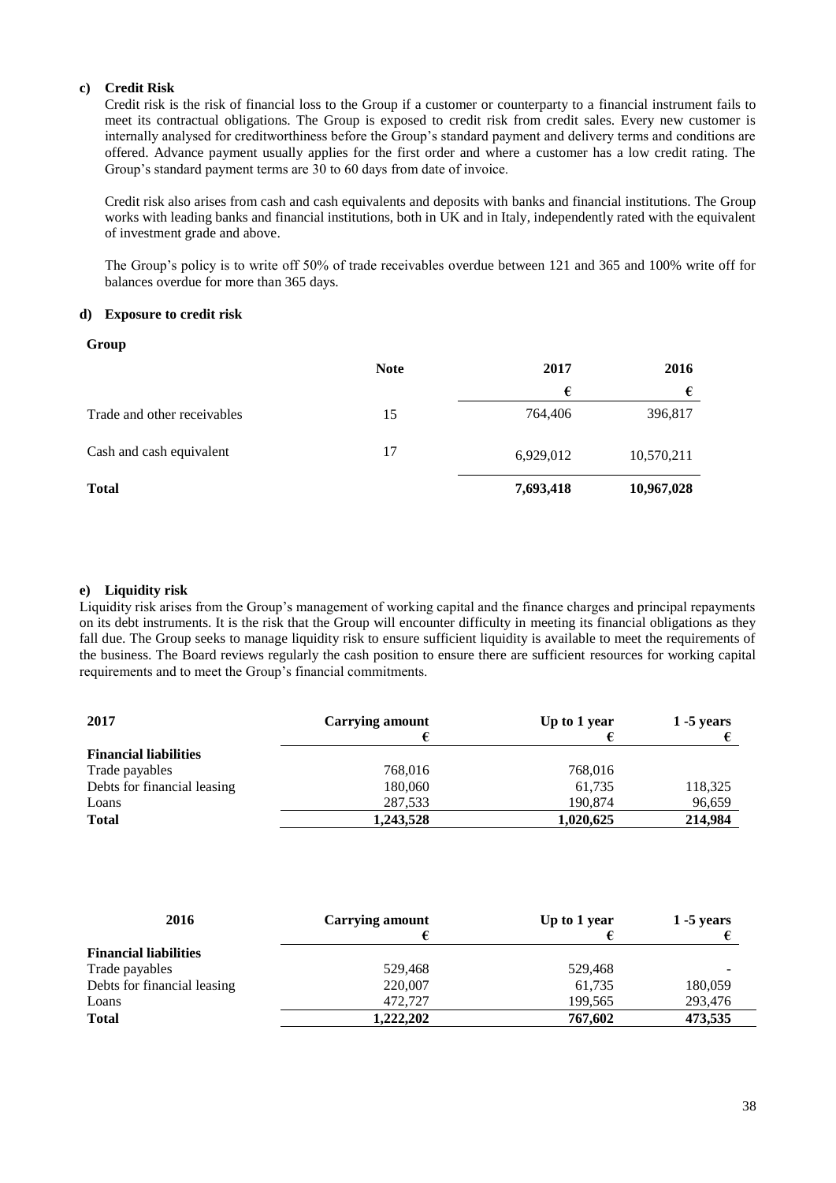#### c) Credit Risk

Credit risk is the risk of financial loss to the Group if a customer or counterparty to a financial instrument fails to meet its contractual obligations. The Group is exposed to credit risk from credit sales. Every new customer is internally analysed for creditworthiness before the Group's standard payment and delivery terms and conditions are offered. Advance payment usually applies for the first order and where a customer has a low credit rating. The Group's standard payment terms are 30 to 60 days from date of invoice.

Credit risk also arises from cash and cash equivalents and deposits with banks and financial institutions. The Group works with leading banks and financial institutions, both in UK and in Italy, independently rated with the equivalent of investment grade and above.

The Group's policy is to write off 50% of trade receivables overdue between 121 and 365 and 100% write off for balances overdue for more than 365 days.

#### d) Exposure to credit risk

**Group**

| | Note | 2017 | 2016 |
|---|---|---|---|
| | | € | € |
| Trade and other receivables | 15 | 764,406 | 396,817 |
| Cash and cash equivalent | 17 | 6,929,012 | 10,570,211 |
| **Total** | | **7,693,418** | **10,967,028** |

#### e) Liquidity risk

Liquidity risk arises from the Group's management of working capital and the finance charges and principal repayments on its debt instruments. It is the risk that the Group will encounter difficulty in meeting its financial obligations as they fall due. The Group seeks to manage liquidity risk to ensure sufficient liquidity is available to meet the requirements of the business. The Board reviews regularly the cash position to ensure there are sufficient resources for working capital requirements and to meet the Group's financial commitments.

| 2017 | Carrying amount € | Up to 1 year € | 1 -5 years € |
|---|---|---|---|
| **Financial liabilities** | | | |
| Trade payables | 768,016 | 768,016 | |
| Debts for financial leasing | 180,060 | 61,735 | 118,325 |
| Loans | 287,533 | 190,874 | 96,659 |
| **Total** | **1,243,528** | **1,020,625** | **214,984** |

| 2016 | Carrying amount € | Up to 1 year € | 1 -5 years € |
|---|---|---|---|
| **Financial liabilities** | | | |
| Trade payables | 529,468 | 529,468 | - |
| Debts for financial leasing | 220,007 | 61,735 | 180,059 |
| Loans | 472,727 | 199,565 | 293,476 |
| **Total** | **1,222,202** | **767,602** | **473,535** |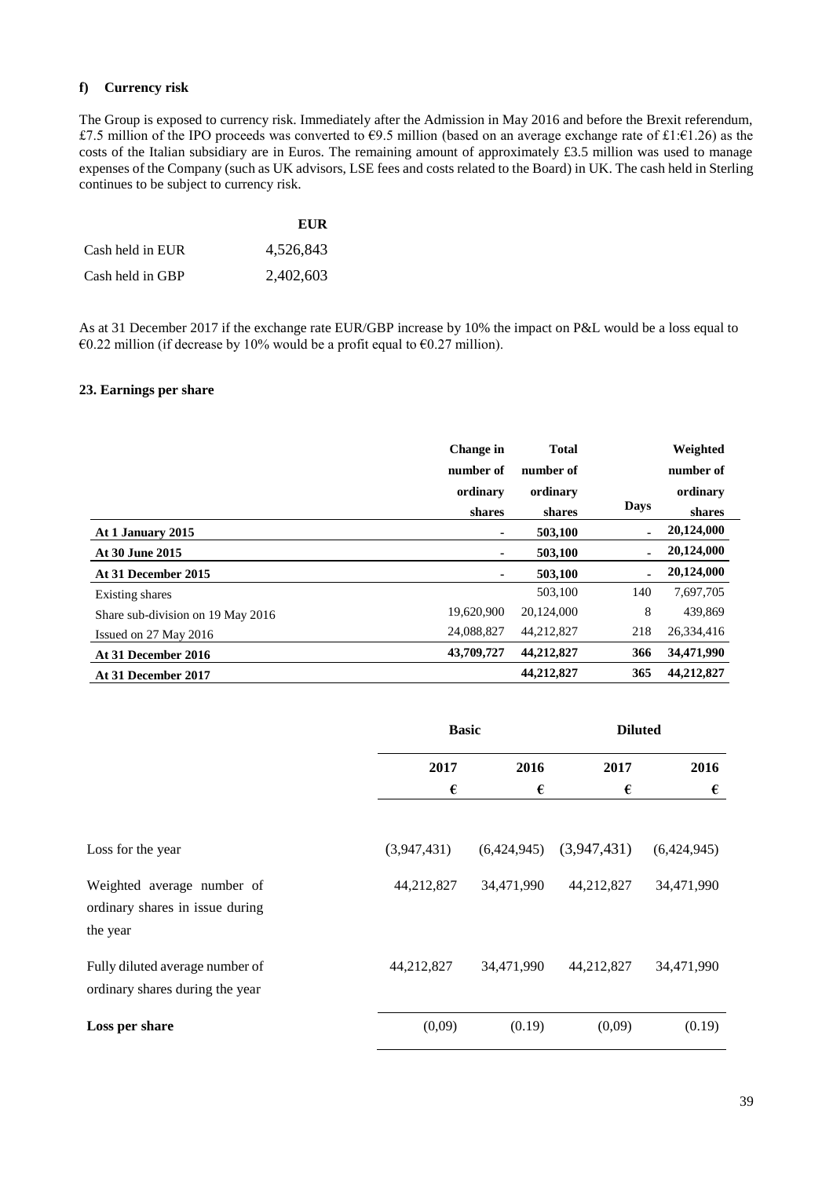**f) Currency risk**

The Group is exposed to currency risk. Immediately after the Admission in May 2016 and before the Brexit referendum, £7.5 million of the IPO proceeds was converted to €9.5 million (based on an average exchange rate of £1:€1.26) as the costs of the Italian subsidiary are in Euros. The remaining amount of approximately £3.5 million was used to manage expenses of the Company (such as UK advisors, LSE fees and costs related to the Board) in UK. The cash held in Sterling continues to be subject to currency risk.

| | EUR |
|---|---|
| Cash held in EUR | 4,526,843 |
| Cash held in GBP | 2,402,603 |

As at 31 December 2017 if the exchange rate EUR/GBP increase by 10% the impact on P&L would be a loss equal to €0.22 million (if decrease by 10% would be a profit equal to €0.27 million).

## 23. Earnings per share

| | Change in number of ordinary shares | Total number of ordinary shares | Days | Weighted number of ordinary shares |
|---|---|---|---|---|
| **At 1 January 2015** | - | **503,100** | - | **20,124,000** |
| **At 30 June 2015** | - | **503,100** | - | **20,124,000** |
| **At 31 December 2015** | - | **503,100** | - | **20,124,000** |
| Existing shares | | 503,100 | 140 | 7,697,705 |
| Share sub-division on 19 May 2016 | 19,620,900 | 20,124,000 | 8 | 439,869 |
| Issued on 27 May 2016 | 24,088,827 | 44,212,827 | 218 | 26,334,416 |
| **At 31 December 2016** | **43,709,727** | **44,212,827** | **366** | **34,471,990** |
| **At 31 December 2017** | | **44,212,827** | **365** | **44,212,827** |

| | **Basic** | | **Diluted** | |
|---|---|---|---|---|
| | **2017** | **2016** | **2017** | **2016** |
| | **€** | **€** | **€** | **€** |
| Loss for the year | (3,947,431) | (6,424,945) | (3,947,431) | (6,424,945) |
| Weighted average number of ordinary shares in issue during the year | 44,212,827 | 34,471,990 | 44,212,827 | 34,471,990 |
| Fully diluted average number of ordinary shares during the year | 44,212,827 | 34,471,990 | 44,212,827 | 34,471,990 |
| **Loss per share** | (0,09) | (0.19) | (0,09) | (0.19) |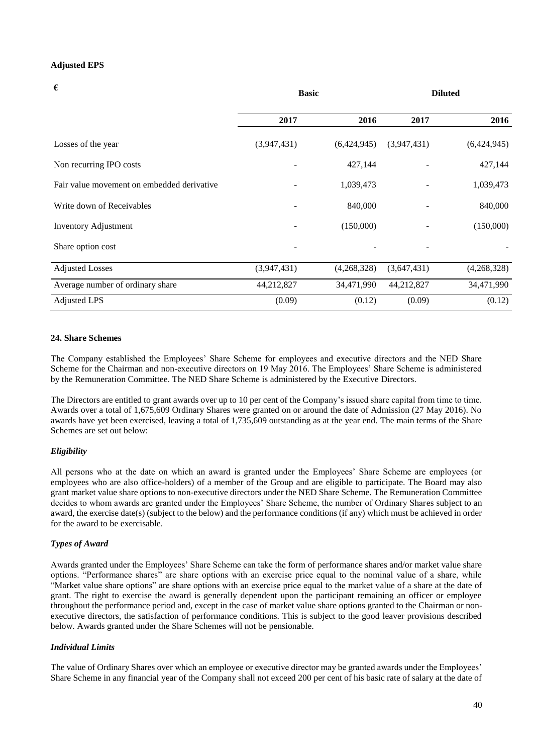**Adjusted EPS**

| € | Basic | | Diluted | |
|---|---|---|---|---|
| | **2017** | **2016** | **2017** | **2016** |
| Losses of the year | (3,947,431) | (6,424,945) | (3,947,431) | (6,424,945) |
| Non recurring IPO costs | - | 427,144 | - | 427,144 |
| Fair value movement on embedded derivative | - | 1,039,473 | - | 1,039,473 |
| Write down of Receivables | - | 840,000 | - | 840,000 |
| Inventory Adjustment | - | (150,000) | - | (150,000) |
| Share option cost | - | - | - | - |
| Adjusted Losses | (3,947,431) | (4,268,328) | (3,647,431) | (4,268,328) |
| Average number of ordinary share | 44,212,827 | 34,471,990 | 44,212,827 | 34,471,990 |
| Adjusted LPS | (0.09) | (0.12) | (0.09) | (0.12) |

**24. Share Schemes**

The Company established the Employees' Share Scheme for employees and executive directors and the NED Share Scheme for the Chairman and non-executive directors on 19 May 2016. The Employees' Share Scheme is administered by the Remuneration Committee. The NED Share Scheme is administered by the Executive Directors.

The Directors are entitled to grant awards over up to 10 per cent of the Company's issued share capital from time to time. Awards over a total of 1,675,609 Ordinary Shares were granted on or around the date of Admission (27 May 2016). No awards have yet been exercised, leaving a total of 1,735,609 outstanding as at the year end. The main terms of the Share Schemes are set out below:

***Eligibility***

All persons who at the date on which an award is granted under the Employees' Share Scheme are employees (or employees who are also office-holders) of a member of the Group and are eligible to participate. The Board may also grant market value share options to non-executive directors under the NED Share Scheme. The Remuneration Committee decides to whom awards are granted under the Employees' Share Scheme, the number of Ordinary Shares subject to an award, the exercise date(s) (subject to the below) and the performance conditions (if any) which must be achieved in order for the award to be exercisable.

***Types of Award***

Awards granted under the Employees' Share Scheme can take the form of performance shares and/or market value share options. "Performance shares" are share options with an exercise price equal to the nominal value of a share, while "Market value share options" are share options with an exercise price equal to the market value of a share at the date of grant. The right to exercise the award is generally dependent upon the participant remaining an officer or employee throughout the performance period and, except in the case of market value share options granted to the Chairman or non-executive directors, the satisfaction of performance conditions. This is subject to the good leaver provisions described below. Awards granted under the Share Schemes will not be pensionable.

***Individual Limits***

The value of Ordinary Shares over which an employee or executive director may be granted awards under the Employees' Share Scheme in any financial year of the Company shall not exceed 200 per cent of his basic rate of salary at the date of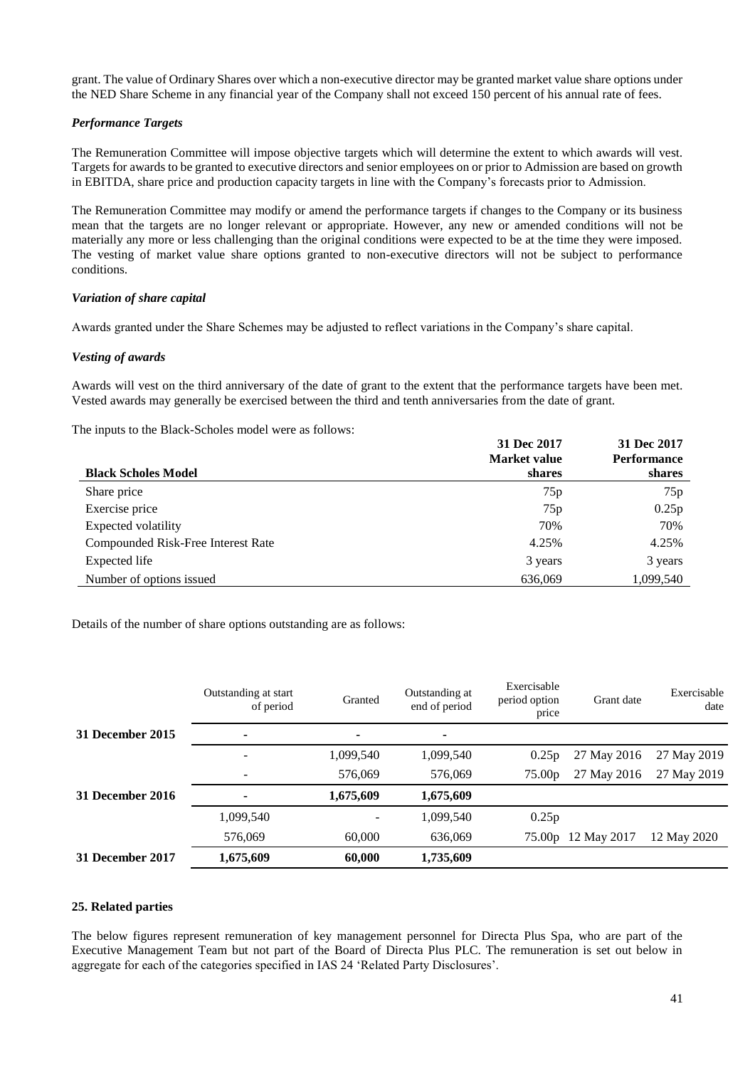grant. The value of Ordinary Shares over which a non-executive director may be granted market value share options under the NED Share Scheme in any financial year of the Company shall not exceed 150 percent of his annual rate of fees.

***Performance Targets***

The Remuneration Committee will impose objective targets which will determine the extent to which awards will vest. Targets for awards to be granted to executive directors and senior employees on or prior to Admission are based on growth in EBITDA, share price and production capacity targets in line with the Company's forecasts prior to Admission.

The Remuneration Committee may modify or amend the performance targets if changes to the Company or its business mean that the targets are no longer relevant or appropriate. However, any new or amended conditions will not be materially any more or less challenging than the original conditions were expected to be at the time they were imposed. The vesting of market value share options granted to non-executive directors will not be subject to performance conditions.

***Variation of share capital***

Awards granted under the Share Schemes may be adjusted to reflect variations in the Company's share capital.

***Vesting of awards***

Awards will vest on the third anniversary of the date of grant to the extent that the performance targets have been met. Vested awards may generally be exercised between the third and tenth anniversaries from the date of grant.

The inputs to the Black-Scholes model were as follows:

| **Black Scholes Model** | **31 Dec 2017 Market value shares** | **31 Dec 2017 Performance shares** |
|---|---|---|
| Share price | 75p | 75p |
| Exercise price | 75p | 0.25p |
| Expected volatility | 70% | 70% |
| Compounded Risk-Free Interest Rate | 4.25% | 4.25% |
| Expected life | 3 years | 3 years |
| Number of options issued | 636,069 | 1,099,540 |

Details of the number of share options outstanding are as follows:

| | Outstanding at start of period | Granted | Outstanding at end of period | Exercisable period option price | Grant date | Exercisable date |
|---|---|---|---|---|---|---|
| **31 December 2015** | **-** | **-** | **-** | | | |
| | - | 1,099,540 | 1,099,540 | 0.25p | 27 May 2016 | 27 May 2019 |
| | - | 576,069 | 576,069 | 75.00p | 27 May 2016 | 27 May 2019 |
| **31 December 2016** | **-** | **1,675,609** | **1,675,609** | | | |
| | 1,099,540 | - | 1,099,540 | 0.25p | | |
| | 576,069 | 60,000 | 636,069 | 75.00p | 12 May 2017 | 12 May 2020 |
| **31 December 2017** | **1,675,609** | **60,000** | **1,735,609** | | | |

## 25. Related parties

The below figures represent remuneration of key management personnel for Directa Plus Spa, who are part of the Executive Management Team but not part of the Board of Directa Plus PLC. The remuneration is set out below in aggregate for each of the categories specified in IAS 24 'Related Party Disclosures'.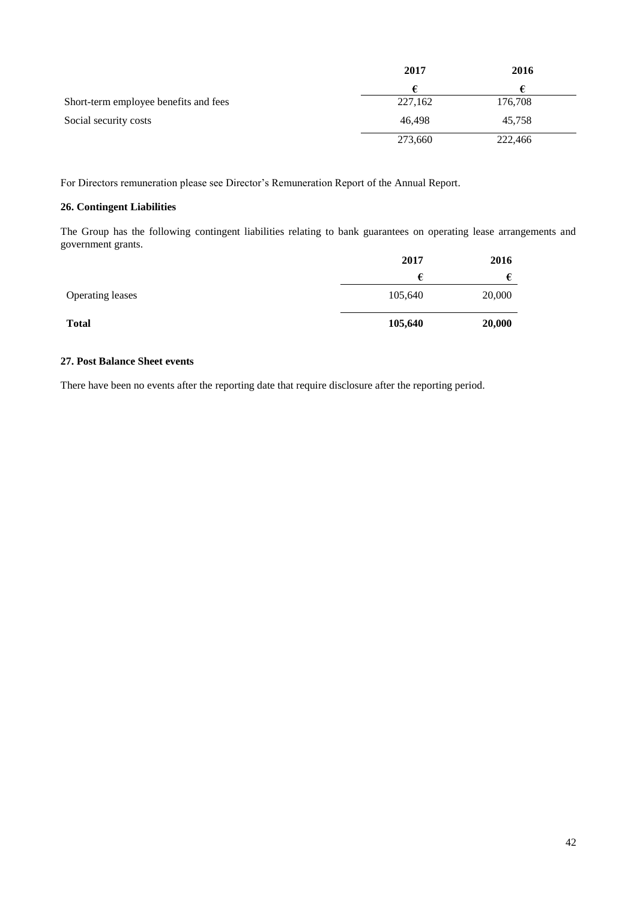| | 2017 | 2016 |
|---|---|---|
| | € | € |
| Short-term employee benefits and fees | 227,162 | 176,708 |
| Social security costs | 46,498 | 45,758 |
| | 273,660 | 222,466 |

For Directors remuneration please see Director's Remuneration Report of the Annual Report.

### 26. Contingent Liabilities

The Group has the following contingent liabilities relating to bank guarantees on operating lease arrangements and government grants.

| | 2017 | 2016 |
|---|---|---|
| | € | € |
| Operating leases | 105,640 | 20,000 |
| **Total** | **105,640** | **20,000** |

### 27. Post Balance Sheet events

There have been no events after the reporting date that require disclosure after the reporting period.